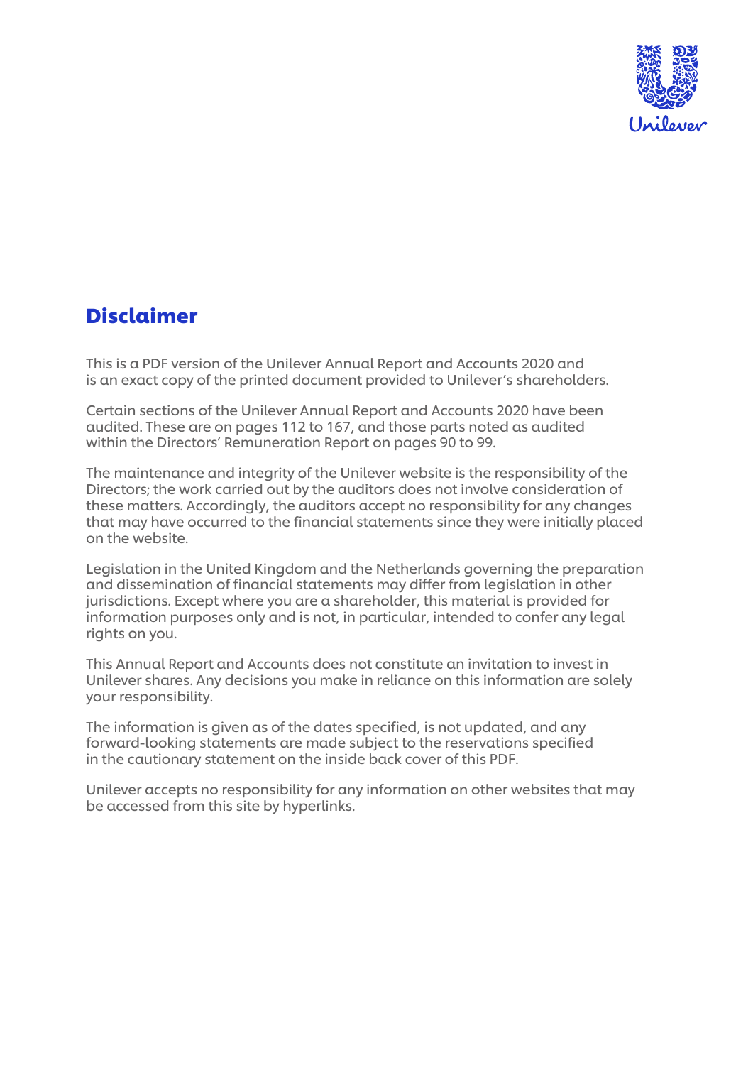# Disclaimer

This is a PDF version of the Unilever Annual Report and Accounts 2020 and is an exact copy of the printed document provided to Unilever's shareholders.

Certain sections of the Unilever Annual Report and Accounts 2020 have been audited. These are on pages 112 to 167, and those parts noted as audited within the Directors' Remuneration Report on pages 90 to 99.

The maintenance and integrity of the Unilever website is the responsibility of the Directors; the work carried out by the auditors does not involve consideration of these matters. Accordingly, the auditors accept no responsibility for any changes that may have occurred to the financial statements since they were initially placed on the website.

Legislation in the United Kingdom and the Netherlands governing the preparation and dissemination of financial statements may differ from legislation in other jurisdictions. Except where you are a shareholder, this material is provided for information purposes only and is not, in particular, intended to confer any legal rights on you.

This Annual Report and Accounts does not constitute an invitation to invest in Unilever shares. Any decisions you make in reliance on this information are solely your responsibility.

The information is given as of the dates specified, is not updated, and any forward-looking statements are made subject to the reservations specified in the cautionary statement on the inside back cover of this PDF.

Unilever accepts no responsibility for any information on other websites that may be accessed from this site by hyperlinks.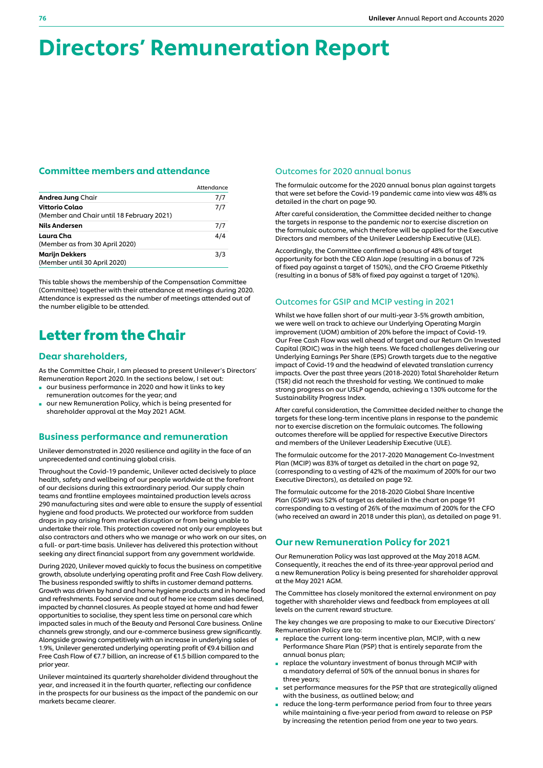# Directors' Remuneration Report

## Committee members and attendance

| | Attendance |
|---|---|
| **Andrea Jung** Chair | 7/7 |
| **Vittorio Colao** (Member and Chair until 18 February 2021) | 7/7 |
| **Nils Andersen** | 7/7 |
| **Laura Cha** (Member as from 30 April 2020) | 4/4 |
| **Marijn Dekkers** (Member until 30 April 2020) | 3/3 |

This table shows the membership of the Compensation Committee (Committee) together with their attendance at meetings during 2020. Attendance is expressed as the number of meetings attended out of the number eligible to be attended.

# Letter from the Chair

## Dear shareholders,

As the Committee Chair, I am pleased to present Unilever's Directors' Remuneration Report 2020. In the sections below, I set out:

- our business performance in 2020 and how it links to key remuneration outcomes for the year; and
- our new Remuneration Policy, which is being presented for shareholder approval at the May 2021 AGM.

## Business performance and remuneration

Unilever demonstrated in 2020 resilience and agility in the face of an unprecedented and continuing global crisis.

Throughout the Covid-19 pandemic, Unilever acted decisively to place health, safety and wellbeing of our people worldwide at the forefront of our decisions during this extraordinary period. Our supply chain teams and frontline employees maintained production levels across 290 manufacturing sites and were able to ensure the supply of essential hygiene and food products. We protected our workforce from sudden drops in pay arising from market disruption or from being unable to undertake their role. This protection covered not only our employees but also contractors and others who we manage or who work on our sites, on a full- or part-time basis. Unilever has delivered this protection without seeking any direct financial support from any government worldwide.

During 2020, Unilever moved quickly to focus the business on competitive growth, absolute underlying operating profit and Free Cash Flow delivery. The business responded swiftly to shifts in customer demand patterns. Growth was driven by hand and home hygiene products and in home food and refreshments. Food service and out of home ice cream sales declined, impacted by channel closures. As people stayed at home and had fewer opportunities to socialise, they spent less time on personal care which impacted sales in much of the Beauty and Personal Care business. Online channels grew strongly, and our e-commerce business grew significantly. Alongside growing competitively with an increase in underlying sales of 1.9%, Unilever generated underlying operating profit of €9.4 billion and Free Cash Flow of €7.7 billion, an increase of €1.5 billion compared to the prior year.

Unilever maintained its quarterly shareholder dividend throughout the year, and increased it in the fourth quarter, reflecting our confidence in the prospects for our business as the impact of the pandemic on our markets became clearer.

### Outcomes for 2020 annual bonus

The formulaic outcome for the 2020 annual bonus plan against targets that were set before the Covid-19 pandemic came into view was 48% as detailed in the chart on page 90.

After careful consideration, the Committee decided neither to change the targets in response to the pandemic nor to exercise discretion on the formulaic outcome, which therefore will be applied for the Executive Directors and members of the Unilever Leadership Executive (ULE).

Accordingly, the Committee confirmed a bonus of 48% of target opportunity for both the CEO Alan Jope (resulting in a bonus of 72% of fixed pay against a target of 150%), and the CFO Graeme Pitkethly (resulting in a bonus of 58% of fixed pay against a target of 120%).

### Outcomes for GSIP and MCIP vesting in 2021

Whilst we have fallen short of our multi-year 3-5% growth ambition, we were well on track to achieve our Underlying Operating Margin improvement (UOM) ambition of 20% before the impact of Covid-19. Our Free Cash Flow was well ahead of target and our Return On Invested Capital (ROIC) was in the high teens. We faced challenges delivering our Underlying Earnings Per Share (EPS) Growth targets due to the negative impact of Covid-19 and the headwind of elevated translation currency impacts. Over the past three years (2018-2020) Total Shareholder Return (TSR) did not reach the threshold for vesting. We continued to make strong progress on our USLP agenda, achieving a 130% outcome for the Sustainability Progress Index.

After careful consideration, the Committee decided neither to change the targets for these long-term incentive plans in response to the pandemic nor to exercise discretion on the formulaic outcomes. The following outcomes therefore will be applied for respective Executive Directors and members of the Unilever Leadership Executive (ULE).

The formulaic outcome for the 2017-2020 Management Co-Investment Plan (MCIP) was 83% of target as detailed in the chart on page 92, (corresponding to a vesting of 42% of the maximum of 200% for our two Executive Directors), as detailed on page 92.

The formulaic outcome for the 2018-2020 Global Share Incentive Plan (GSIP) was 52% of target as detailed in the chart on page 91 corresponding to a vesting of 26% of the maximum of 200% for the CFO (who received an award in 2018 under this plan), as detailed on page 91.

## Our new Remuneration Policy for 2021

Our Remuneration Policy was last approved at the May 2018 AGM. Consequently, it reaches the end of its three-year approval period and a new Remuneration Policy is being presented for shareholder approval at the May 2021 AGM.

The Committee has closely monitored the external environment on pay together with shareholder views and feedback from employees at all levels on the current reward structure.

The key changes we are proposing to make to our Executive Directors' Remuneration Policy are to:

- replace the current long-term incentive plan, MCIP, with a new Performance Share Plan (PSP) that is entirely separate from the annual bonus plan;
- replace the voluntary investment of bonus through MCIP with a mandatory deferral of 50% of the annual bonus in shares for three years;
- set performance measures for the PSP that are strategically aligned with the business, as outlined below; and
- reduce the long-term performance period from four to three years while maintaining a five-year period from award to release on PSP by increasing the retention period from one year to two years.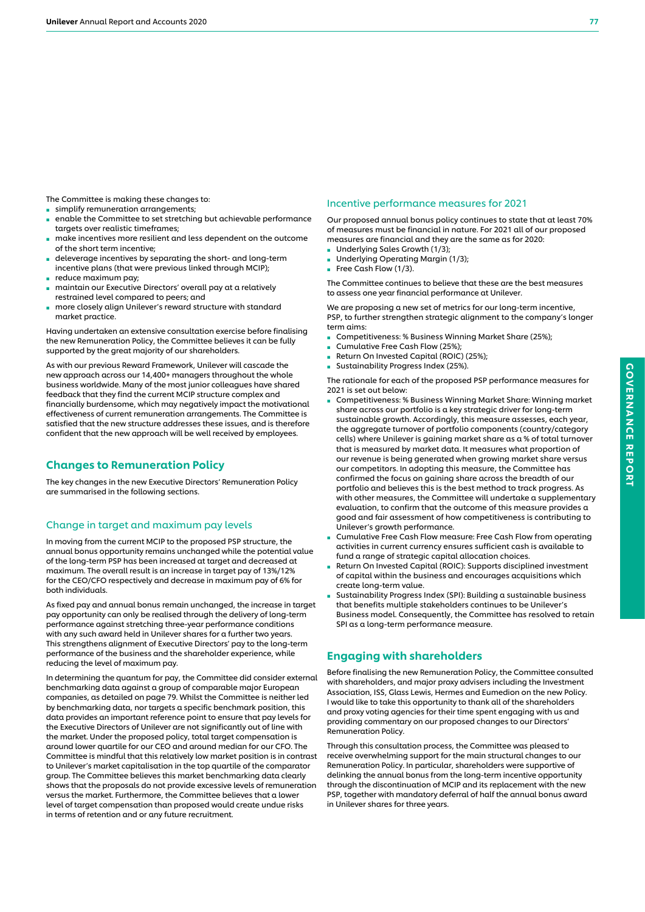The Committee is making these changes to:

- simplify remuneration arrangements;
- enable the Committee to set stretching but achievable performance targets over realistic timeframes;
- make incentives more resilient and less dependent on the outcome of the short term incentive;
- deleverage incentives by separating the short- and long-term incentive plans (that were previous linked through MCIP);
- reduce maximum pay;
- maintain our Executive Directors' overall pay at a relatively restrained level compared to peers; and
- more closely align Unilever's reward structure with standard market practice.

Having undertaken an extensive consultation exercise before finalising the new Remuneration Policy, the Committee believes it can be fully supported by the great majority of our shareholders.

As with our previous Reward Framework, Unilever will cascade the new approach across our 14,400+ managers throughout the whole business worldwide. Many of the most junior colleagues have shared feedback that they find the current MCIP structure complex and financially burdensome, which may negatively impact the motivational effectiveness of current remuneration arrangements. The Committee is satisfied that the new structure addresses these issues, and is therefore confident that the new approach will be well received by employees.

## Changes to Remuneration Policy

The key changes in the new Executive Directors' Remuneration Policy are summarised in the following sections.

### Change in target and maximum pay levels

In moving from the current MCIP to the proposed PSP structure, the annual bonus opportunity remains unchanged while the potential value of the long-term PSP has been increased at target and decreased at maximum. The overall result is an increase in target pay of 13%/12% for the CEO/CFO respectively and decrease in maximum pay of 6% for both individuals.

As fixed pay and annual bonus remain unchanged, the increase in target pay opportunity can only be realised through the delivery of long-term performance against stretching three-year performance conditions with any such award held in Unilever shares for a further two years. This strengthens alignment of Executive Directors' pay to the long-term performance of the business and the shareholder experience, while reducing the level of maximum pay.

In determining the quantum for pay, the Committee did consider external benchmarking data against a group of comparable major European companies, as detailed on page 79. Whilst the Committee is neither led by benchmarking data, nor targets a specific benchmark position, this data provides an important reference point to ensure that pay levels for the Executive Directors of Unilever are not significantly out of line with the market. Under the proposed policy, total target compensation is around lower quartile for our CEO and around median for our CFO. The Committee is mindful that this relatively low market position is in contrast to Unilever's market capitalisation in the top quartile of the comparator group. The Committee believes this market benchmarking data clearly shows that the proposals do not provide excessive levels of remuneration versus the market. Furthermore, the Committee believes that a lower level of target compensation than proposed would create undue risks in terms of retention and or any future recruitment.

### Incentive performance measures for 2021

Our proposed annual bonus policy continues to state that at least 70% of measures must be financial in nature. For 2021 all of our proposed measures are financial and they are the same as for 2020:

- Underlying Sales Growth (1/3);
- Underlying Operating Margin (1/3);
- Free Cash Flow (1/3).

The Committee continues to believe that these are the best measures to assess one year financial performance at Unilever.

We are proposing a new set of metrics for our long-term incentive, PSP, to further strengthen strategic alignment to the company's longer term aims:

- Competitiveness: % Business Winning Market Share (25%);
- Cumulative Free Cash Flow (25%);
- Return On Invested Capital (ROIC) (25%);
- Sustainability Progress Index (25%).

The rationale for each of the proposed PSP performance measures for 2021 is set out below:

- Competitiveness: % Business Winning Market Share: Winning market share across our portfolio is a key strategic driver for long-term sustainable growth. Accordingly, this measure assesses, each year, the aggregate turnover of portfolio components (country/category cells) where Unilever is gaining market share as a % of total turnover that is measured by market data. It measures what proportion of our revenue is being generated when growing market share versus our competitors. In adopting this measure, the Committee has confirmed the focus on gaining share across the breadth of our portfolio and believes this is the best method to track progress. As with other measures, the Committee will undertake a supplementary evaluation, to confirm that the outcome of this measure provides a good and fair assessment of how competitiveness is contributing to Unilever's growth performance.
- Cumulative Free Cash Flow measure: Free Cash Flow from operating activities in current currency ensures sufficient cash is available to fund a range of strategic capital allocation choices.
- Return On Invested Capital (ROIC): Supports disciplined investment of capital within the business and encourages acquisitions which create long-term value.
- Sustainability Progress Index (SPI): Building a sustainable business that benefits multiple stakeholders continues to be Unilever's Business model. Consequently, the Committee has resolved to retain SPI as a long-term performance measure.

## Engaging with shareholders

Before finalising the new Remuneration Policy, the Committee consulted with shareholders, and major proxy advisers including the Investment Association, ISS, Glass Lewis, Hermes and Eumedion on the new Policy. I would like to take this opportunity to thank all of the shareholders and proxy voting agencies for their time spent engaging with us and providing commentary on our proposed changes to our Directors' Remuneration Policy.

Through this consultation process, the Committee was pleased to receive overwhelming support for the main structural changes to our Remuneration Policy. In particular, shareholders were supportive of delinking the annual bonus from the long-term incentive opportunity through the discontinuation of MCIP and its replacement with the new PSP, together with mandatory deferral of half the annual bonus award in Unilever shares for three years.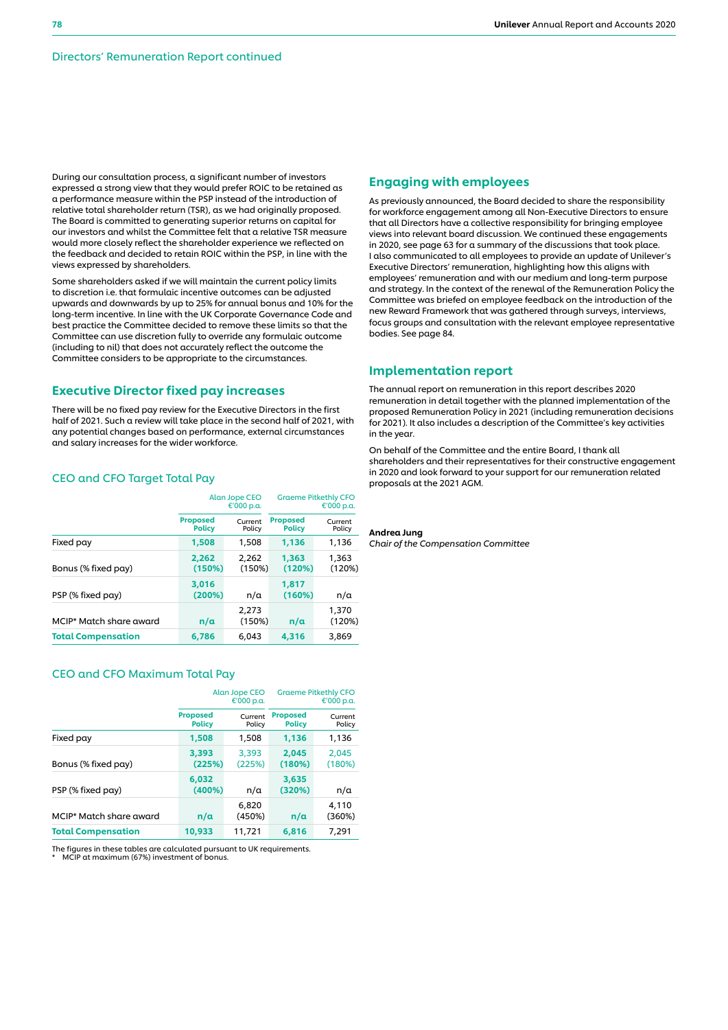## Directors' Remuneration Report continued

During our consultation process, a significant number of investors expressed a strong view that they would prefer ROIC to be retained as a performance measure within the PSP instead of the introduction of relative total shareholder return (TSR), as we had originally proposed. The Board is committed to generating superior returns on capital for our investors and whilst the Committee felt that a relative TSR measure would more closely reflect the shareholder experience we reflected on the feedback and decided to retain ROIC within the PSP, in line with the views expressed by shareholders.

Some shareholders asked if we will maintain the current policy limits to discretion i.e. that formulaic incentive outcomes can be adjusted upwards and downwards by up to 25% for annual bonus and 10% for the long-term incentive. In line with the UK Corporate Governance Code and best practice the Committee decided to remove these limits so that the Committee can use discretion fully to override any formulaic outcome (including to nil) that does not accurately reflect the outcome the Committee considers to be appropriate to the circumstances.

### Executive Director fixed pay increases

There will be no fixed pay review for the Executive Directors in the first half of 2021. Such a review will take place in the second half of 2021, with any potential changes based on performance, external circumstances and salary increases for the wider workforce.

#### CEO and CFO Target Total Pay

| | Alan Jope CEO €'000 p.a. | | Graeme Pitkethly CFO €'000 p.a. | |
|---|---|---|---|---|
| | **Proposed Policy** | Current Policy | **Proposed Policy** | Current Policy |
| Fixed pay | **1,508** | 1,508 | **1,136** | 1,136 |
| Bonus (% fixed pay) | **2,262 (150%)** | 2,262 (150%) | **1,363 (120%)** | 1,363 (120%) |
| PSP (% fixed pay) | **3,016 (200%)** | n/a | **1,817 (160%)** | n/a |
| MCIP* Match share award | **n/a** | 2,273 (150%) | **n/a** | 1,370 (120%) |
| **Total Compensation** | **6,786** | 6,043 | **4,316** | 3,869 |

#### CEO and CFO Maximum Total Pay

| | Alan Jope CEO €'000 p.a. | | Graeme Pitkethly CFO €'000 p.a. | |
|---|---|---|---|---|
| | **Proposed Policy** | Current Policy | **Proposed Policy** | Current Policy |
| Fixed pay | **1,508** | 1,508 | **1,136** | 1,136 |
| Bonus (% fixed pay) | **3,393 (225%)** | 3,393 (225%) | **2,045 (180%)** | 2,045 (180%) |
| PSP (% fixed pay) | **6,032 (400%)** | n/a | **3,635 (320%)** | n/a |
| MCIP* Match share award | **n/a** | 6,820 (450%) | **n/a** | 4,110 (360%) |
| **Total Compensation** | **10,933** | 11,721 | **6,816** | 7,291 |

The figures in these tables are calculated pursuant to UK requirements.

\* MCIP at maximum (67%) investment of bonus.

### Engaging with employees

As previously announced, the Board decided to share the responsibility for workforce engagement among all Non-Executive Directors to ensure that all Directors have a collective responsibility for bringing employee views into relevant board discussion. We continued these engagements in 2020, see page 63 for a summary of the discussions that took place. I also communicated to all employees to provide an update of Unilever's Executive Directors' remuneration, highlighting how this aligns with employees' remuneration and with our medium and long-term purpose and strategy. In the context of the renewal of the Remuneration Policy the Committee was briefed on employee feedback on the introduction of the new Reward Framework that was gathered through surveys, interviews, focus groups and consultation with the relevant employee representative bodies. See page 84.

### Implementation report

The annual report on remuneration in this report describes 2020 remuneration in detail together with the planned implementation of the proposed Remuneration Policy in 2021 (including remuneration decisions for 2021). It also includes a description of the Committee's key activities in the year.

On behalf of the Committee and the entire Board, I thank all shareholders and their representatives for their constructive engagement in 2020 and look forward to your support for our remuneration related proposals at the 2021 AGM.

**Andrea Jung**
*Chair of the Compensation Committee*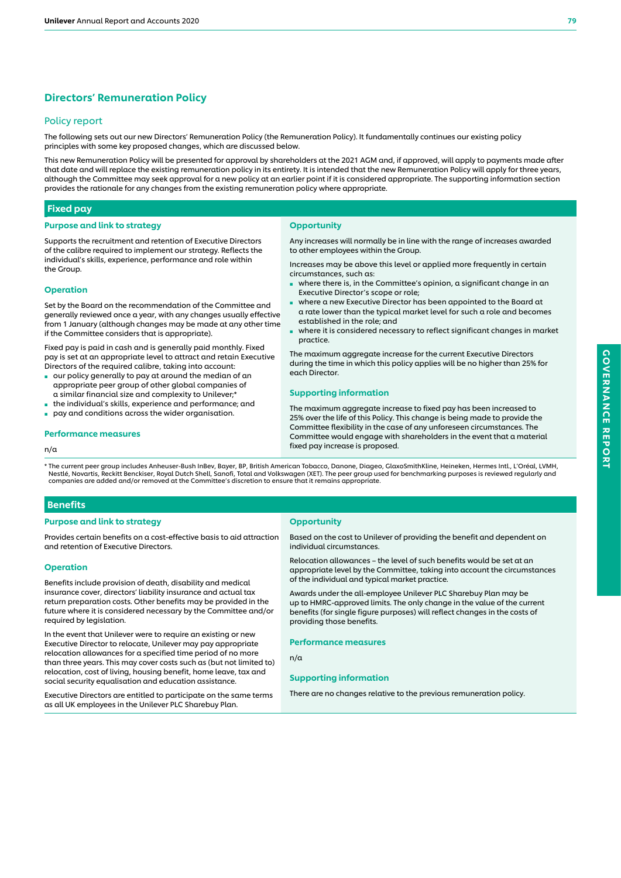## Directors' Remuneration Policy

### Policy report

The following sets out our new Directors' Remuneration Policy (the Remuneration Policy). It fundamentally continues our existing policy principles with some key proposed changes, which are discussed below.

This new Remuneration Policy will be presented for approval by shareholders at the 2021 AGM and, if approved, will apply to payments made after that date and will replace the existing remuneration policy in its entirety. It is intended that the new Remuneration Policy will apply for three years, although the Committee may seek approval for a new policy at an earlier point if it is considered appropriate. The supporting information section provides the rationale for any changes from the existing remuneration policy where appropriate.

### Fixed pay

#### Purpose and link to strategy

Supports the recruitment and retention of Executive Directors of the calibre required to implement our strategy. Reflects the individual's skills, experience, performance and role within the Group.

#### Operation

Set by the Board on the recommendation of the Committee and generally reviewed once a year, with any changes usually effective from 1 January (although changes may be made at any other time if the Committee considers that is appropriate).

Fixed pay is paid in cash and is generally paid monthly. Fixed pay is set at an appropriate level to attract and retain Executive Directors of the required calibre, taking into account:

- our policy generally to pay at around the median of an appropriate peer group of other global companies of a similar financial size and complexity to Unilever;*
- the individual's skills, experience and performance; and
- pay and conditions across the wider organisation.

#### Performance measures

n/a

#### Opportunity

Any increases will normally be in line with the range of increases awarded to other employees within the Group.

Increases may be above this level or applied more frequently in certain circumstances, such as:

- where there is, in the Committee's opinion, a significant change in an Executive Director's scope or role;
- where a new Executive Director has been appointed to the Board at a rate lower than the typical market level for such a role and becomes established in the role; and
- where it is considered necessary to reflect significant changes in market practice.

The maximum aggregate increase for the current Executive Directors during the time in which this policy applies will be no higher than 25% for each Director.

#### Supporting information

The maximum aggregate increase to fixed pay has been increased to 25% over the life of this Policy. This change is being made to provide the Committee flexibility in the case of any unforeseen circumstances. The Committee would engage with shareholders in the event that a material fixed pay increase is proposed.

* The current peer group includes Anheuser-Bush InBev, Bayer, BP, British American Tobacco, Danone, Diageo, GlaxoSmithKline, Heineken, Hermes Intl., L'Oréal, LVMH, Nestlé, Novartis, Reckitt Benckiser, Royal Dutch Shell, Sanofi, Total and Volkswagen (XET). The peer group used for benchmarking purposes is reviewed regularly and companies are added and/or removed at the Committee's discretion to ensure that it remains appropriate.

### Benefits

#### Purpose and link to strategy

Provides certain benefits on a cost-effective basis to aid attraction and retention of Executive Directors.

#### Operation

Benefits include provision of death, disability and medical insurance cover, directors' liability insurance and actual tax return preparation costs. Other benefits may be provided in the future where it is considered necessary by the Committee and/or required by legislation.

In the event that Unilever were to require an existing or new Executive Director to relocate, Unilever may pay appropriate relocation allowances for a specified time period of no more than three years. This may cover costs such as (but not limited to) relocation, cost of living, housing benefit, home leave, tax and social security equalisation and education assistance.

Executive Directors are entitled to participate on the same terms as all UK employees in the Unilever PLC Sharebuy Plan.

#### Opportunity

Based on the cost to Unilever of providing the benefit and dependent on individual circumstances.

Relocation allowances – the level of such benefits would be set at an appropriate level by the Committee, taking into account the circumstances of the individual and typical market practice.

Awards under the all-employee Unilever PLC Sharebuy Plan may be up to HMRC-approved limits. The only change in the value of the current benefits (for single figure purposes) will reflect changes in the costs of providing those benefits.

#### Performance measures

n/a

#### Supporting information

There are no changes relative to the previous remuneration policy.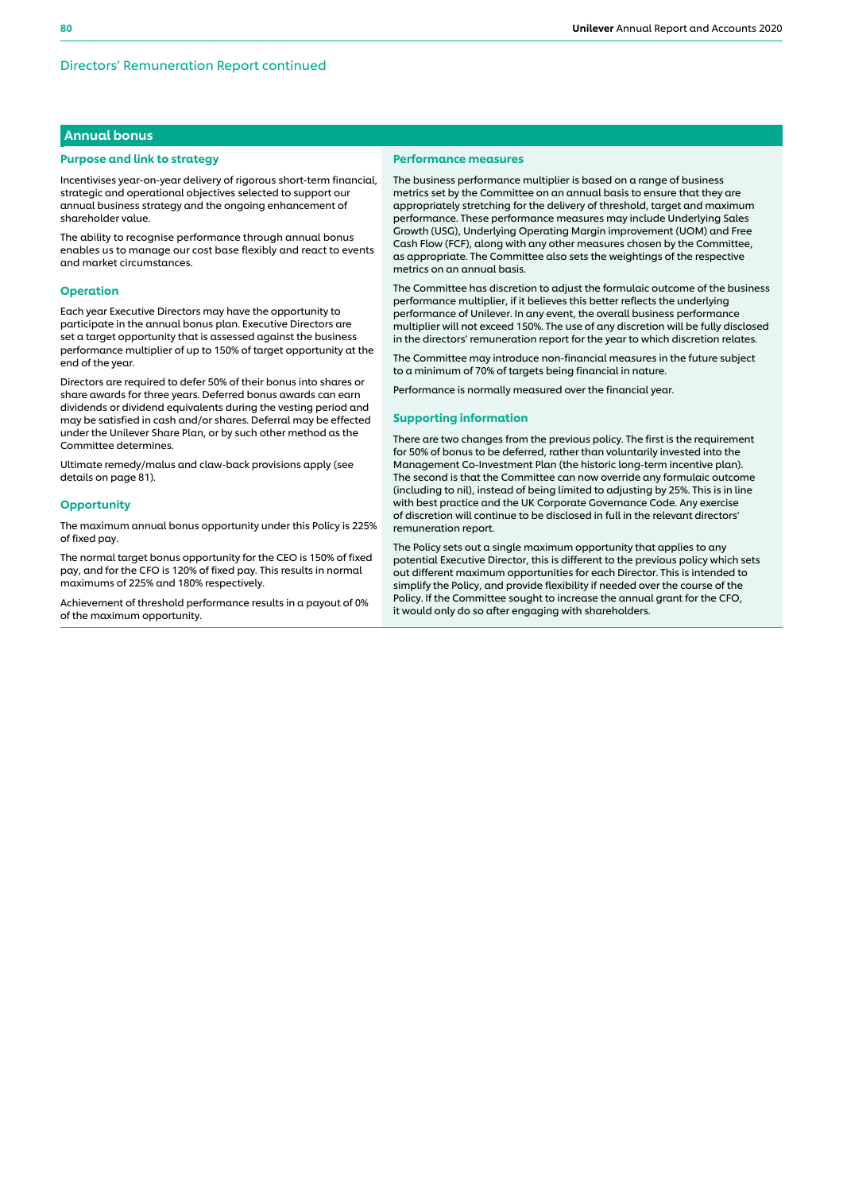## Directors' Remuneration Report continued

### Annual bonus

#### Purpose and link to strategy

Incentivises year-on-year delivery of rigorous short-term financial, strategic and operational objectives selected to support our annual business strategy and the ongoing enhancement of shareholder value.

The ability to recognise performance through annual bonus enables us to manage our cost base flexibly and react to events and market circumstances.

#### Operation

Each year Executive Directors may have the opportunity to participate in the annual bonus plan. Executive Directors are set a target opportunity that is assessed against the business performance multiplier of up to 150% of target opportunity at the end of the year.

Directors are required to defer 50% of their bonus into shares or share awards for three years. Deferred bonus awards can earn dividends or dividend equivalents during the vesting period and may be satisfied in cash and/or shares. Deferral may be effected under the Unilever Share Plan, or by such other method as the Committee determines.

Ultimate remedy/malus and claw-back provisions apply (see details on page 81).

#### Opportunity

The maximum annual bonus opportunity under this Policy is 225% of fixed pay.

The normal target bonus opportunity for the CEO is 150% of fixed pay, and for the CFO is 120% of fixed pay. This results in normal maximums of 225% and 180% respectively.

Achievement of threshold performance results in a payout of 0% of the maximum opportunity.

#### Performance measures

The business performance multiplier is based on a range of business metrics set by the Committee on an annual basis to ensure that they are appropriately stretching for the delivery of threshold, target and maximum performance. These performance measures may include Underlying Sales Growth (USG), Underlying Operating Margin improvement (UOM) and Free Cash Flow (FCF), along with any other measures chosen by the Committee, as appropriate. The Committee also sets the weightings of the respective metrics on an annual basis.

The Committee has discretion to adjust the formulaic outcome of the business performance multiplier, if it believes this better reflects the underlying performance of Unilever. In any event, the overall business performance multiplier will not exceed 150%. The use of any discretion will be fully disclosed in the directors' remuneration report for the year to which discretion relates.

The Committee may introduce non-financial measures in the future subject to a minimum of 70% of targets being financial in nature.

Performance is normally measured over the financial year.

#### Supporting information

There are two changes from the previous policy. The first is the requirement for 50% of bonus to be deferred, rather than voluntarily invested into the Management Co-Investment Plan (the historic long-term incentive plan). The second is that the Committee can now override any formulaic outcome (including to nil), instead of being limited to adjusting by 25%. This is in line with best practice and the UK Corporate Governance Code. Any exercise of discretion will continue to be disclosed in full in the relevant directors' remuneration report.

The Policy sets out a single maximum opportunity that applies to any potential Executive Director, this is different to the previous policy which sets out different maximum opportunities for each Director. This is intended to simplify the Policy, and provide flexibility if needed over the course of the Policy. If the Committee sought to increase the annual grant for the CFO, it would only do so after engaging with shareholders.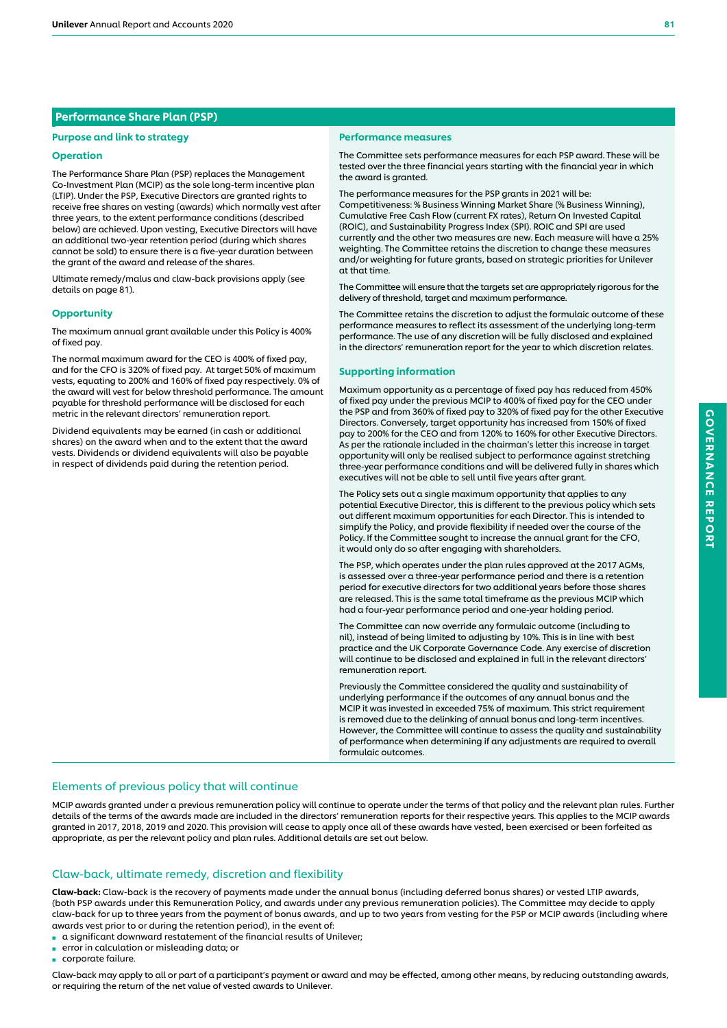## Performance Share Plan (PSP)

### Purpose and link to strategy

### Operation

The Performance Share Plan (PSP) replaces the Management Co-Investment Plan (MCIP) as the sole long-term incentive plan (LTIP). Under the PSP, Executive Directors are granted rights to receive free shares on vesting (awards) which normally vest after three years, to the extent performance conditions (described below) are achieved. Upon vesting, Executive Directors will have an additional two-year retention period (during which shares cannot be sold) to ensure there is a five-year duration between the grant of the award and release of the shares.

Ultimate remedy/malus and claw-back provisions apply (see details on page 81).

### Opportunity

The maximum annual grant available under this Policy is 400% of fixed pay.

The normal maximum award for the CEO is 400% of fixed pay, and for the CFO is 320% of fixed pay. At target 50% of maximum vests, equating to 200% and 160% of fixed pay respectively. 0% of the award will vest for below threshold performance. The amount payable for threshold performance will be disclosed for each metric in the relevant directors' remuneration report.

Dividend equivalents may be earned (in cash or additional shares) on the award when and to the extent that the award vests. Dividends or dividend equivalents will also be payable in respect of dividends paid during the retention period.

### Performance measures

The Committee sets performance measures for each PSP award. These will be tested over the three financial years starting with the financial year in which the award is granted.

The performance measures for the PSP grants in 2021 will be: Competitiveness: % Business Winning Market Share (% Business Winning), Cumulative Free Cash Flow (current FX rates), Return On Invested Capital (ROIC), and Sustainability Progress Index (SPI). ROIC and SPI are used currently and the other two measures are new. Each measure will have a 25% weighting. The Committee retains the discretion to change these measures and/or weighting for future grants, based on strategic priorities for Unilever at that time.

The Committee will ensure that the targets set are appropriately rigorous for the delivery of threshold, target and maximum performance.

The Committee retains the discretion to adjust the formulaic outcome of these performance measures to reflect its assessment of the underlying long-term performance. The use of any discretion will be fully disclosed and explained in the directors' remuneration report for the year to which discretion relates.

### Supporting information

Maximum opportunity as a percentage of fixed pay has reduced from 450% of fixed pay under the previous MCIP to 400% of fixed pay for the CEO under the PSP and from 360% of fixed pay to 320% of fixed pay for the other Executive Directors. Conversely, target opportunity has increased from 150% of fixed pay to 200% for the CEO and from 120% to 160% for other Executive Directors. As per the rationale included in the chairman's letter this increase in target opportunity will only be realised subject to performance against stretching three-year performance conditions and will be delivered fully in shares which executives will not be able to sell until five years after grant.

The Policy sets out a single maximum opportunity that applies to any potential Executive Director, this is different to the previous policy which sets out different maximum opportunities for each Director. This is intended to simplify the Policy, and provide flexibility if needed over the course of the Policy. If the Committee sought to increase the annual grant for the CFO, it would only do so after engaging with shareholders.

The PSP, which operates under the plan rules approved at the 2017 AGMs, is assessed over a three-year performance period and there is a retention period for executive directors for two additional years before those shares are released. This is the same total timeframe as the previous MCIP which had a four-year performance period and one-year holding period.

The Committee can now override any formulaic outcome (including to nil), instead of being limited to adjusting by 10%. This is in line with best practice and the UK Corporate Governance Code. Any exercise of discretion will continue to be disclosed and explained in full in the relevant directors' remuneration report.

Previously the Committee considered the quality and sustainability of underlying performance if the outcomes of any annual bonus and the MCIP it was invested in exceeded 75% of maximum. This strict requirement is removed due to the delinking of annual bonus and long-term incentives. However, the Committee will continue to assess the quality and sustainability of performance when determining if any adjustments are required to overall formulaic outcomes.

## Elements of previous policy that will continue

MCIP awards granted under a previous remuneration policy will continue to operate under the terms of that policy and the relevant plan rules. Further details of the terms of the awards made are included in the directors' remuneration reports for their respective years. This applies to the MCIP awards granted in 2017, 2018, 2019 and 2020. This provision will cease to apply once all of these awards have vested, been exercised or been forfeited as appropriate, as per the relevant policy and plan rules. Additional details are set out below.

## Claw-back, ultimate remedy, discretion and flexibility

**Claw-back:** Claw-back is the recovery of payments made under the annual bonus (including deferred bonus shares) or vested LTIP awards, (both PSP awards under this Remuneration Policy, and awards under any previous remuneration policies). The Committee may decide to apply claw-back for up to three years from the payment of bonus awards, and up to two years from vesting for the PSP or MCIP awards (including where awards vest prior to or during the retention period), in the event of:

- a significant downward restatement of the financial results of Unilever;
- error in calculation or misleading data; or
- corporate failure.

Claw-back may apply to all or part of a participant's payment or award and may be effected, among other means, by reducing outstanding awards, or requiring the return of the net value of vested awards to Unilever.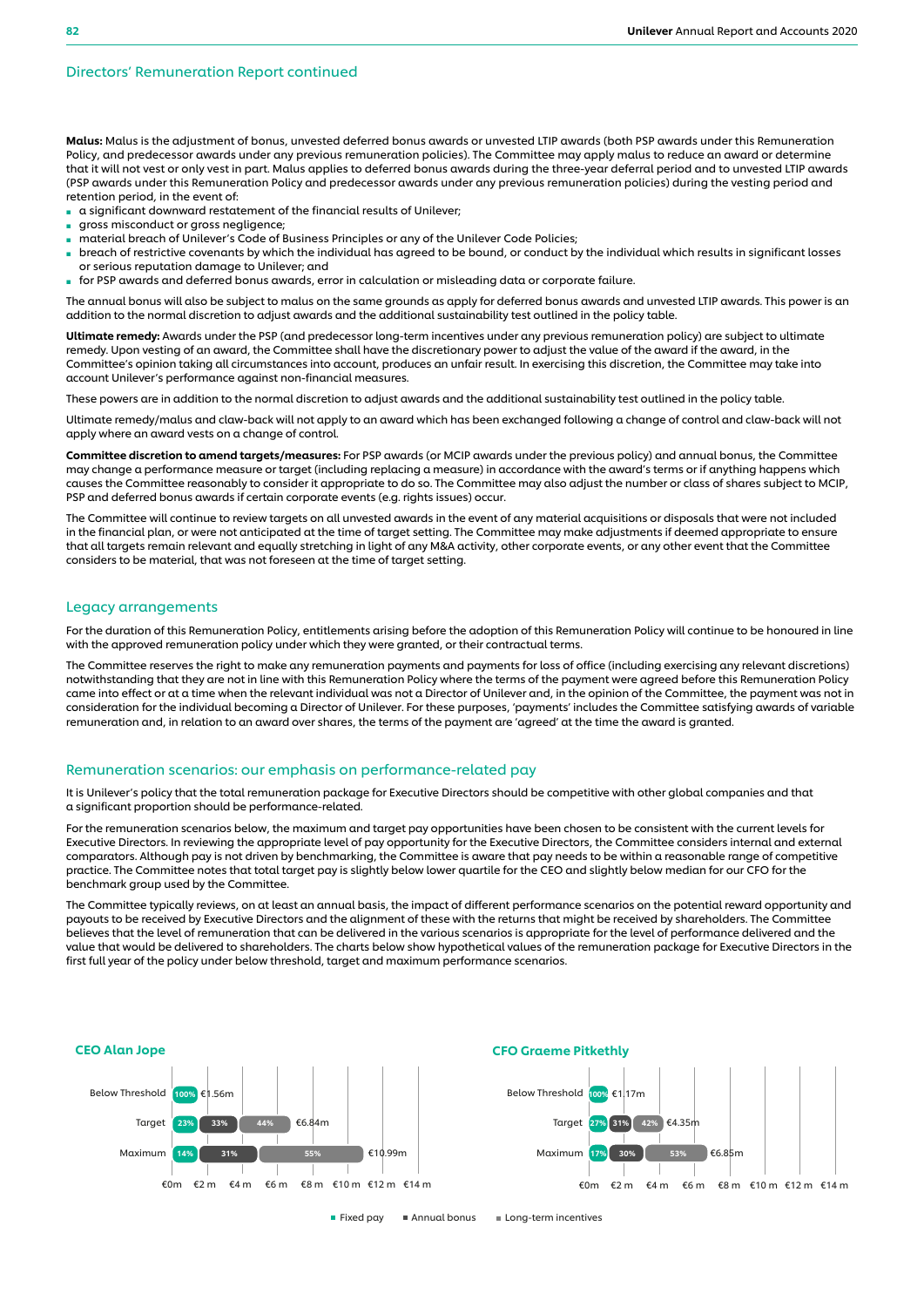## Directors' Remuneration Report continued

**Malus:** Malus is the adjustment of bonus, unvested deferred bonus awards or unvested LTIP awards (both PSP awards under this Remuneration Policy, and predecessor awards under any previous remuneration policies). The Committee may apply malus to reduce an award or determine that it will not vest or only vest in part. Malus applies to deferred bonus awards during the three-year deferral period and to unvested LTIP awards (PSP awards under this Remuneration Policy and predecessor awards under any previous remuneration policies) during the vesting period and retention period, in the event of:

- a significant downward restatement of the financial results of Unilever;
- gross misconduct or gross negligence;
- material breach of Unilever's Code of Business Principles or any of the Unilever Code Policies;
- breach of restrictive covenants by which the individual has agreed to be bound, or conduct by the individual which results in significant losses or serious reputation damage to Unilever; and
- for PSP awards and deferred bonus awards, error in calculation or misleading data or corporate failure.

The annual bonus will also be subject to malus on the same grounds as apply for deferred bonus awards and unvested LTIP awards. This power is an addition to the normal discretion to adjust awards and the additional sustainability test outlined in the policy table.

**Ultimate remedy:** Awards under the PSP (and predecessor long-term incentives under any previous remuneration policy) are subject to ultimate remedy. Upon vesting of an award, the Committee shall have the discretionary power to adjust the value of the award if the award, in the Committee's opinion taking all circumstances into account, produces an unfair result. In exercising this discretion, the Committee may take into account Unilever's performance against non-financial measures.

These powers are in addition to the normal discretion to adjust awards and the additional sustainability test outlined in the policy table.

Ultimate remedy/malus and claw-back will not apply to an award which has been exchanged following a change of control and claw-back will not apply where an award vests on a change of control.

**Committee discretion to amend targets/measures:** For PSP awards (or MCIP awards under the previous policy) and annual bonus, the Committee may change a performance measure or target (including replacing a measure) in accordance with the award's terms or if anything happens which causes the Committee reasonably to consider it appropriate to do so. The Committee may also adjust the number or class of shares subject to MCIP, PSP and deferred bonus awards if certain corporate events (e.g. rights issues) occur.

The Committee will continue to review targets on all unvested awards in the event of any material acquisitions or disposals that were not included in the financial plan, or were not anticipated at the time of target setting. The Committee may make adjustments if deemed appropriate to ensure that all targets remain relevant and equally stretching in light of any M&A activity, other corporate events, or any other event that the Committee considers to be material, that was not foreseen at the time of target setting.

## Legacy arrangements

For the duration of this Remuneration Policy, entitlements arising before the adoption of this Remuneration Policy will continue to be honoured in line with the approved remuneration policy under which they were granted, or their contractual terms.

The Committee reserves the right to make any remuneration payments and payments for loss of office (including exercising any relevant discretions) notwithstanding that they are not in line with this Remuneration Policy where the terms of the payment were agreed before this Remuneration Policy came into effect or at a time when the relevant individual was not a Director of Unilever and, in the opinion of the Committee, the payment was not in consideration for the individual becoming a Director of Unilever. For these purposes, 'payments' includes the Committee satisfying awards of variable remuneration and, in relation to an award over shares, the terms of the payment are 'agreed' at the time the award is granted.

## Remuneration scenarios: our emphasis on performance-related pay

It is Unilever's policy that the total remuneration package for Executive Directors should be competitive with other global companies and that a significant proportion should be performance-related.

For the remuneration scenarios below, the maximum and target pay opportunities have been chosen to be consistent with the current levels for Executive Directors. In reviewing the appropriate level of pay opportunity for the Executive Directors, the Committee considers internal and external comparators. Although pay is not driven by benchmarking, the Committee is aware that pay needs to be within a reasonable range of competitive practice. The Committee notes that total target pay is slightly below lower quartile for the CEO and slightly below median for our CFO for the benchmark group used by the Committee.

The Committee typically reviews, on at least an annual basis, the impact of different performance scenarios on the potential reward opportunity and payouts to be received by Executive Directors and the alignment of these with the returns that might be received by shareholders. The Committee believes that the level of remuneration that can be delivered in the various scenarios is appropriate for the level of performance delivered and the value that would be delivered to shareholders. The charts below show hypothetical values of the remuneration package for Executive Directors in the first full year of the policy under below threshold, target and maximum performance scenarios.

**CEO Alan Jope**

| Scenario | Fixed pay | Annual bonus | Long-term incentives | Total |
|---|---|---|---|---|
| Below Threshold | 100% | | | €1.56m |
| Target | 23% | 33% | 44% | €6.84m |
| Maximum | 14% | 31% | 55% | €10.99m |

**CFO Graeme Pitkethly**

| Scenario | Fixed pay | Annual bonus | Long-term incentives | Total |
|---|---|---|---|---|
| Below Threshold | 100% | | | €1.17m |
| Target | 27% | 31% | 42% | €4.35m |
| Maximum | 17% | 30% | 53% | €6.85m |

■ Fixed pay ■ Annual bonus ■ Long-term incentives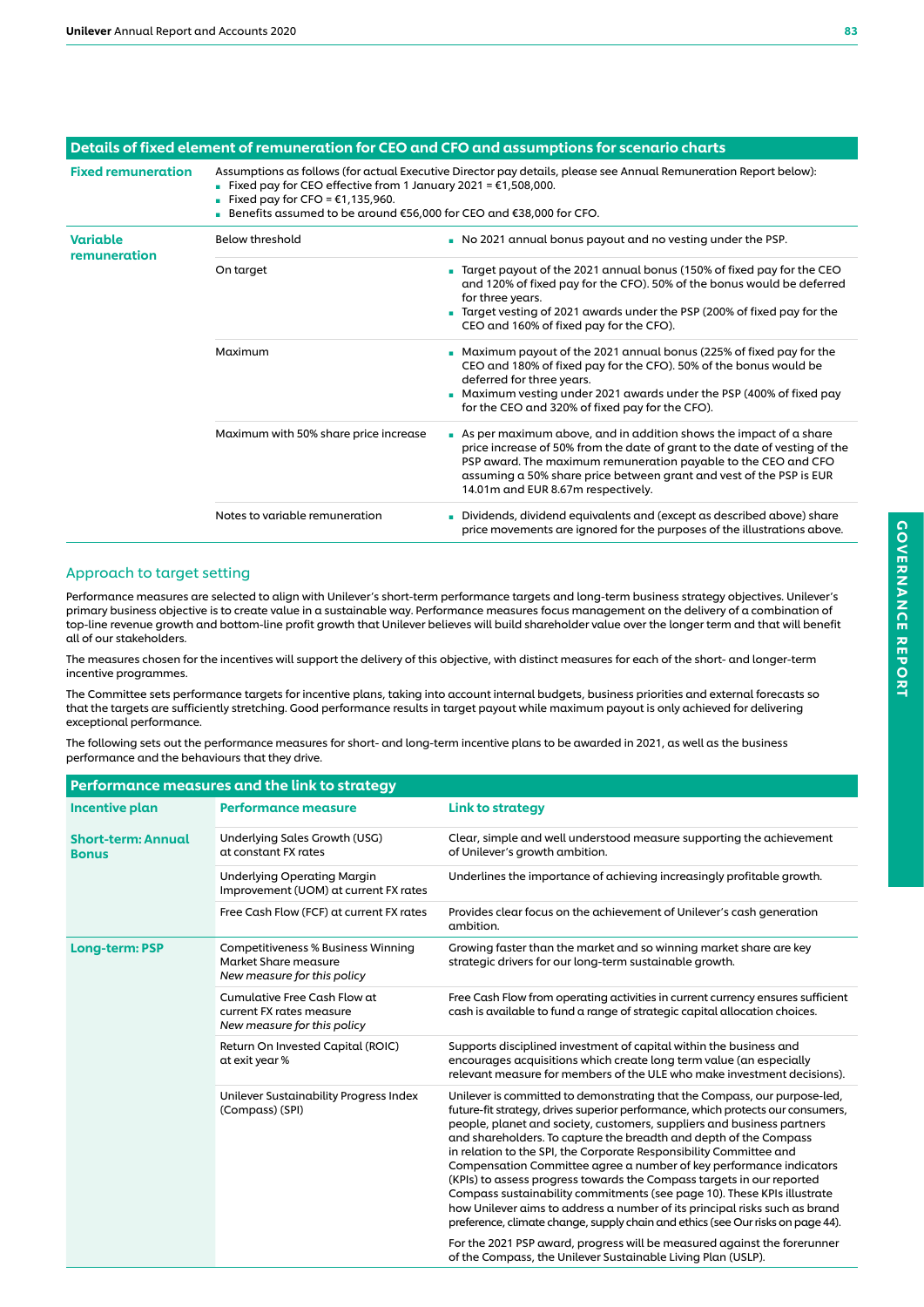## Details of fixed element of remuneration for CEO and CFO and assumptions for scenario charts

| | | |
|---|---|---|
| **Fixed remuneration** | Assumptions as follows (for actual Executive Director pay details, please see Annual Remuneration Report below):<br>- Fixed pay for CEO effective from 1 January 2021 = €1,508,000.<br>- Fixed pay for CFO = €1,135,960.<br>- Benefits assumed to be around €56,000 for CEO and €38,000 for CFO. | |
| **Variable remuneration** | Below threshold | - No 2021 annual bonus payout and no vesting under the PSP. |
| | On target | - Target payout of the 2021 annual bonus (150% of fixed pay for the CEO and 120% of fixed pay for the CFO). 50% of the bonus would be deferred for three years.<br>- Target vesting of 2021 awards under the PSP (200% of fixed pay for the CEO and 160% of fixed pay for the CFO). |
| | Maximum | - Maximum payout of the 2021 annual bonus (225% of fixed pay for the CEO and 180% of fixed pay for the CFO). 50% of the bonus would be deferred for three years.<br>- Maximum vesting under 2021 awards under the PSP (400% of fixed pay for the CEO and 320% of fixed pay for the CFO). |
| | Maximum with 50% share price increase | - As per maximum above, and in addition shows the impact of a share price increase of 50% from the date of grant to the date of vesting of the PSP award. The maximum remuneration payable to the CEO and CFO assuming a 50% share price between grant and vest of the PSP is EUR 14.01m and EUR 8.67m respectively. |
| | Notes to variable remuneration | - Dividends, dividend equivalents and (except as described above) share price movements are ignored for the purposes of the illustrations above. |

### Approach to target setting

Performance measures are selected to align with Unilever's short-term performance targets and long-term business strategy objectives. Unilever's primary business objective is to create value in a sustainable way. Performance measures focus management on the delivery of a combination of top-line revenue growth and bottom-line profit growth that Unilever believes will build shareholder value over the longer term and that will benefit all of our stakeholders.

The measures chosen for the incentives will support the delivery of this objective, with distinct measures for each of the short- and longer-term incentive programmes.

The Committee sets performance targets for incentive plans, taking into account internal budgets, business priorities and external forecasts so that the targets are sufficiently stretching. Good performance results in target payout while maximum payout is only achieved for delivering exceptional performance.

The following sets out the performance measures for short- and long-term incentive plans to be awarded in 2021, as well as the business performance and the behaviours that they drive.

## Performance measures and the link to strategy

| Incentive plan | Performance measure | Link to strategy |
|---|---|---|
| **Short-term: Annual Bonus** | Underlying Sales Growth (USG) at constant FX rates | Clear, simple and well understood measure supporting the achievement of Unilever's growth ambition. |
| | Underlying Operating Margin Improvement (UOM) at current FX rates | Underlines the importance of achieving increasingly profitable growth. |
| | Free Cash Flow (FCF) at current FX rates | Provides clear focus on the achievement of Unilever's cash generation ambition. |
| **Long-term: PSP** | Competitiveness % Business Winning Market Share measure<br>*New measure for this policy* | Growing faster than the market and so winning market share are key strategic drivers for our long-term sustainable growth. |
| | Cumulative Free Cash Flow at current FX rates measure<br>*New measure for this policy* | Free Cash Flow from operating activities in current currency ensures sufficient cash is available to fund a range of strategic capital allocation choices. |
| | Return On Invested Capital (ROIC) at exit year % | Supports disciplined investment of capital within the business and encourages acquisitions which create long term value (an especially relevant measure for members of the ULE who make investment decisions). |
| | Unilever Sustainability Progress Index (Compass) (SPI) | Unilever is committed to demonstrating that the Compass, our purpose-led, future-fit strategy, drives superior performance, which protects our consumers, people, planet and society, customers, suppliers and business partners and shareholders. To capture the breadth and depth of the Compass in relation to the SPI, the Corporate Responsibility Committee and Compensation Committee agree a number of key performance indicators (KPIs) to assess progress towards the Compass targets in our reported Compass sustainability commitments (see page 10). These KPIs illustrate how Unilever aims to address a number of its principal risks such as brand preference, climate change, supply chain and ethics (see Our risks on page 44).<br><br>For the 2021 PSP award, progress will be measured against the forerunner of the Compass, the Unilever Sustainable Living Plan (USLP). |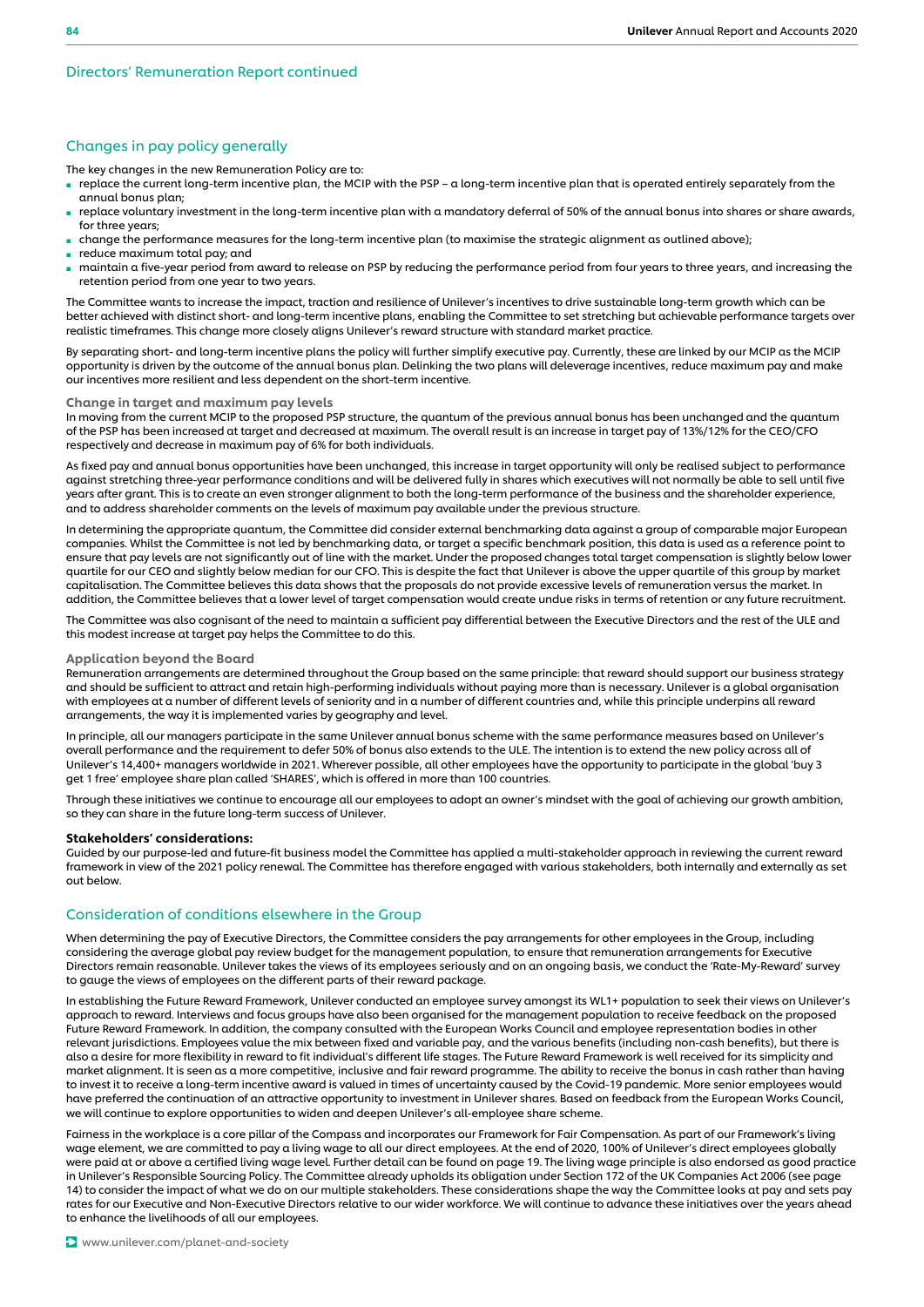## Directors' Remuneration Report continued

### Changes in pay policy generally

The key changes in the new Remuneration Policy are to:

- replace the current long-term incentive plan, the MCIP with the PSP – a long-term incentive plan that is operated entirely separately from the annual bonus plan;
- replace voluntary investment in the long-term incentive plan with a mandatory deferral of 50% of the annual bonus into shares or share awards, for three years;
- change the performance measures for the long-term incentive plan (to maximise the strategic alignment as outlined above);
- reduce maximum total pay; and
- maintain a five-year period from award to release on PSP by reducing the performance period from four years to three years, and increasing the retention period from one year to two years.

The Committee wants to increase the impact, traction and resilience of Unilever's incentives to drive sustainable long-term growth which can be better achieved with distinct short- and long-term incentive plans, enabling the Committee to set stretching but achievable performance targets over realistic timeframes. This change more closely aligns Unilever's reward structure with standard market practice.

By separating short- and long-term incentive plans the policy will further simplify executive pay. Currently, these are linked by our MCIP as the MCIP opportunity is driven by the outcome of the annual bonus plan. Delinking the two plans will deleverage incentives, reduce maximum pay and make our incentives more resilient and less dependent on the short-term incentive.

#### Change in target and maximum pay levels

In moving from the current MCIP to the proposed PSP structure, the quantum of the previous annual bonus has been unchanged and the quantum of the PSP has been increased at target and decreased at maximum. The overall result is an increase in target pay of 13%/12% for the CEO/CFO respectively and decrease in maximum pay of 6% for both individuals.

As fixed pay and annual bonus opportunities have been unchanged, this increase in target opportunity will only be realised subject to performance against stretching three-year performance conditions and will be delivered fully in shares which executives will not normally be able to sell until five years after grant. This is to create an even stronger alignment to both the long-term performance of the business and the shareholder experience, and to address shareholder comments on the levels of maximum pay available under the previous structure.

In determining the appropriate quantum, the Committee did consider external benchmarking data against a group of comparable major European companies. Whilst the Committee is not led by benchmarking data, or target a specific benchmark position, this data is used as a reference point to ensure that pay levels are not significantly out of line with the market. Under the proposed changes total target compensation is slightly below lower quartile for our CEO and slightly below median for our CFO. This is despite the fact that Unilever is above the upper quartile of this group by market capitalisation. The Committee believes this data shows that the proposals do not provide excessive levels of remuneration versus the market. In addition, the Committee believes that a lower level of target compensation would create undue risks in terms of retention or any future recruitment.

The Committee was also cognisant of the need to maintain a sufficient pay differential between the Executive Directors and the rest of the ULE and this modest increase at target pay helps the Committee to do this.

#### Application beyond the Board

Remuneration arrangements are determined throughout the Group based on the same principle: that reward should support our business strategy and should be sufficient to attract and retain high-performing individuals without paying more than is necessary. Unilever is a global organisation with employees at a number of different levels of seniority and in a number of different countries and, while this principle underpins all reward arrangements, the way it is implemented varies by geography and level.

In principle, all our managers participate in the same Unilever annual bonus scheme with the same performance measures based on Unilever's overall performance and the requirement to defer 50% of bonus also extends to the ULE. The intention is to extend the new policy across all of Unilever's 14,400+ managers worldwide in 2021. Wherever possible, all other employees have the opportunity to participate in the global 'buy 3 get 1 free' employee share plan called 'SHARES', which is offered in more than 100 countries.

Through these initiatives we continue to encourage all our employees to adopt an owner's mindset with the goal of achieving our growth ambition, so they can share in the future long-term success of Unilever.

**Stakeholders' considerations:**

Guided by our purpose-led and future-fit business model the Committee has applied a multi-stakeholder approach in reviewing the current reward framework in view of the 2021 policy renewal. The Committee has therefore engaged with various stakeholders, both internally and externally as set out below.

### Consideration of conditions elsewhere in the Group

When determining the pay of Executive Directors, the Committee considers the pay arrangements for other employees in the Group, including considering the average global pay review budget for the management population, to ensure that remuneration arrangements for Executive Directors remain reasonable. Unilever takes the views of its employees seriously and on an ongoing basis, we conduct the 'Rate-My-Reward' survey to gauge the views of employees on the different parts of their reward package.

In establishing the Future Reward Framework, Unilever conducted an employee survey amongst its WL1+ population to seek their views on Unilever's approach to reward. Interviews and focus groups have also been organised for the management population to receive feedback on the proposed Future Reward Framework. In addition, the company consulted with the European Works Council and employee representation bodies in other relevant jurisdictions. Employees value the mix between fixed and variable pay, and the various benefits (including non-cash benefits), but there is also a desire for more flexibility in reward to fit individual's different life stages. The Future Reward Framework is well received for its simplicity and market alignment. It is seen as a more competitive, inclusive and fair reward programme. The ability to receive the bonus in cash rather than having to invest it to receive a long-term incentive award is valued in times of uncertainty caused by the Covid-19 pandemic. More senior employees would have preferred the continuation of an attractive opportunity to investment in Unilever shares. Based on feedback from the European Works Council, we will continue to explore opportunities to widen and deepen Unilever's all-employee share scheme.

Fairness in the workplace is a core pillar of the Compass and incorporates our Framework for Fair Compensation. As part of our Framework's living wage element, we are committed to pay a living wage to all our direct employees. At the end of 2020, 100% of Unilever's direct employees globally were paid at or above a certified living wage level. Further detail can be found on page 19. The living wage principle is also endorsed as good practice in Unilever's Responsible Sourcing Policy. The Committee already upholds its obligation under Section 172 of the UK Companies Act 2006 (see page 14) to consider the impact of what we do on our multiple stakeholders. These considerations shape the way the Committee looks at pay and sets pay rates for our Executive and Non-Executive Directors relative to our wider workforce. We will continue to advance these initiatives over the years ahead to enhance the livelihoods of all our employees.

www.unilever.com/planet-and-society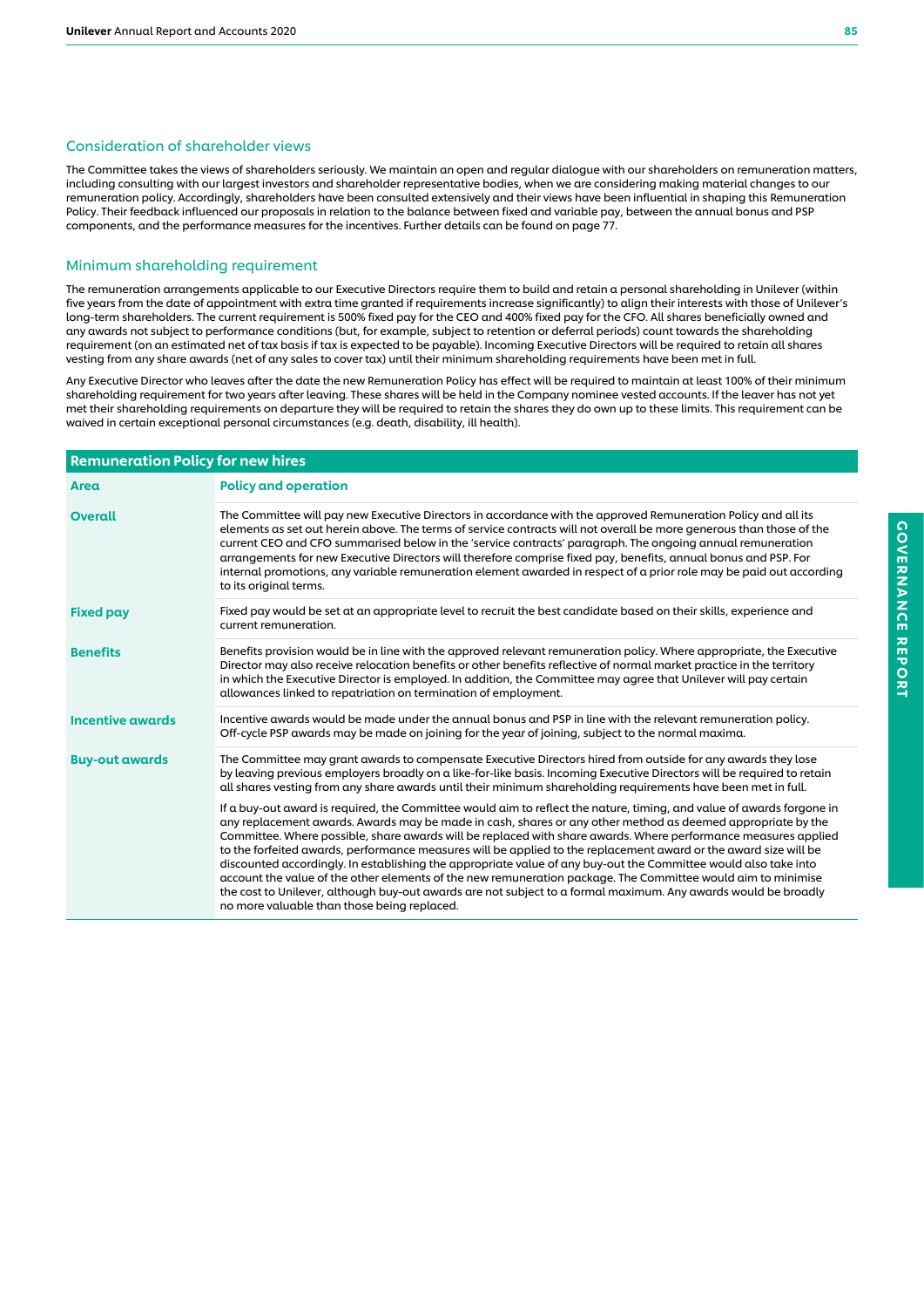## Consideration of shareholder views

The Committee takes the views of shareholders seriously. We maintain an open and regular dialogue with our shareholders on remuneration matters, including consulting with our largest investors and shareholder representative bodies, when we are considering making material changes to our remuneration policy. Accordingly, shareholders have been consulted extensively and their views have been influential in shaping this Remuneration Policy. Their feedback influenced our proposals in relation to the balance between fixed and variable pay, between the annual bonus and PSP components, and the performance measures for the incentives. Further details can be found on page 77.

## Minimum shareholding requirement

The remuneration arrangements applicable to our Executive Directors require them to build and retain a personal shareholding in Unilever (within five years from the date of appointment with extra time granted if requirements increase significantly) to align their interests with those of Unilever's long-term shareholders. The current requirement is 500% fixed pay for the CEO and 400% fixed pay for the CFO. All shares beneficially owned and any awards not subject to performance conditions (but, for example, subject to retention or deferral periods) count towards the shareholding requirement (on an estimated net of tax basis if tax is expected to be payable). Incoming Executive Directors will be required to retain all shares vesting from any share awards (net of any sales to cover tax) until their minimum shareholding requirements have been met in full.

Any Executive Director who leaves after the date the new Remuneration Policy has effect will be required to maintain at least 100% of their minimum shareholding requirement for two years after leaving. These shares will be held in the Company nominee vested accounts. If the leaver has not yet met their shareholding requirements on departure they will be required to retain the shares they do own up to these limits. This requirement can be waived in certain exceptional personal circumstances (e.g. death, disability, ill health).

| Remuneration Policy for new hires | |
|---|---|
| **Area** | **Policy and operation** |
| **Overall** | The Committee will pay new Executive Directors in accordance with the approved Remuneration Policy and all its elements as set out herein above. The terms of service contracts will not overall be more generous than those of the current CEO and CFO summarised below in the 'service contracts' paragraph. The ongoing annual remuneration arrangements for new Executive Directors will therefore comprise fixed pay, benefits, annual bonus and PSP. For internal promotions, any variable remuneration element awarded in respect of a prior role may be paid out according to its original terms. |
| **Fixed pay** | Fixed pay would be set at an appropriate level to recruit the best candidate based on their skills, experience and current remuneration. |
| **Benefits** | Benefits provision would be in line with the approved relevant remuneration policy. Where appropriate, the Executive Director may also receive relocation benefits or other benefits reflective of normal market practice in the territory in which the Executive Director is employed. In addition, the Committee may agree that Unilever will pay certain allowances linked to repatriation on termination of employment. |
| **Incentive awards** | Incentive awards would be made under the annual bonus and PSP in line with the relevant remuneration policy. Off-cycle PSP awards may be made on joining for the year of joining, subject to the normal maxima. |
| **Buy-out awards** | The Committee may grant awards to compensate Executive Directors hired from outside for any awards they lose by leaving previous employers broadly on a like-for-like basis. Incoming Executive Directors will be required to retain all shares vesting from any share awards until their minimum shareholding requirements have been met in full.<br><br>If a buy-out award is required, the Committee would aim to reflect the nature, timing, and value of awards forgone in any replacement awards. Awards may be made in cash, shares or any other method as deemed appropriate by the Committee. Where possible, share awards will be replaced with share awards. Where performance measures applied to the forfeited awards, performance measures will be applied to the replacement award or the award size will be discounted accordingly. In establishing the appropriate value of any buy-out the Committee would also take into account the value of the other elements of the new remuneration package. The Committee would aim to minimise the cost to Unilever, although buy-out awards are not subject to a formal maximum. Any awards would be broadly no more valuable than those being replaced. |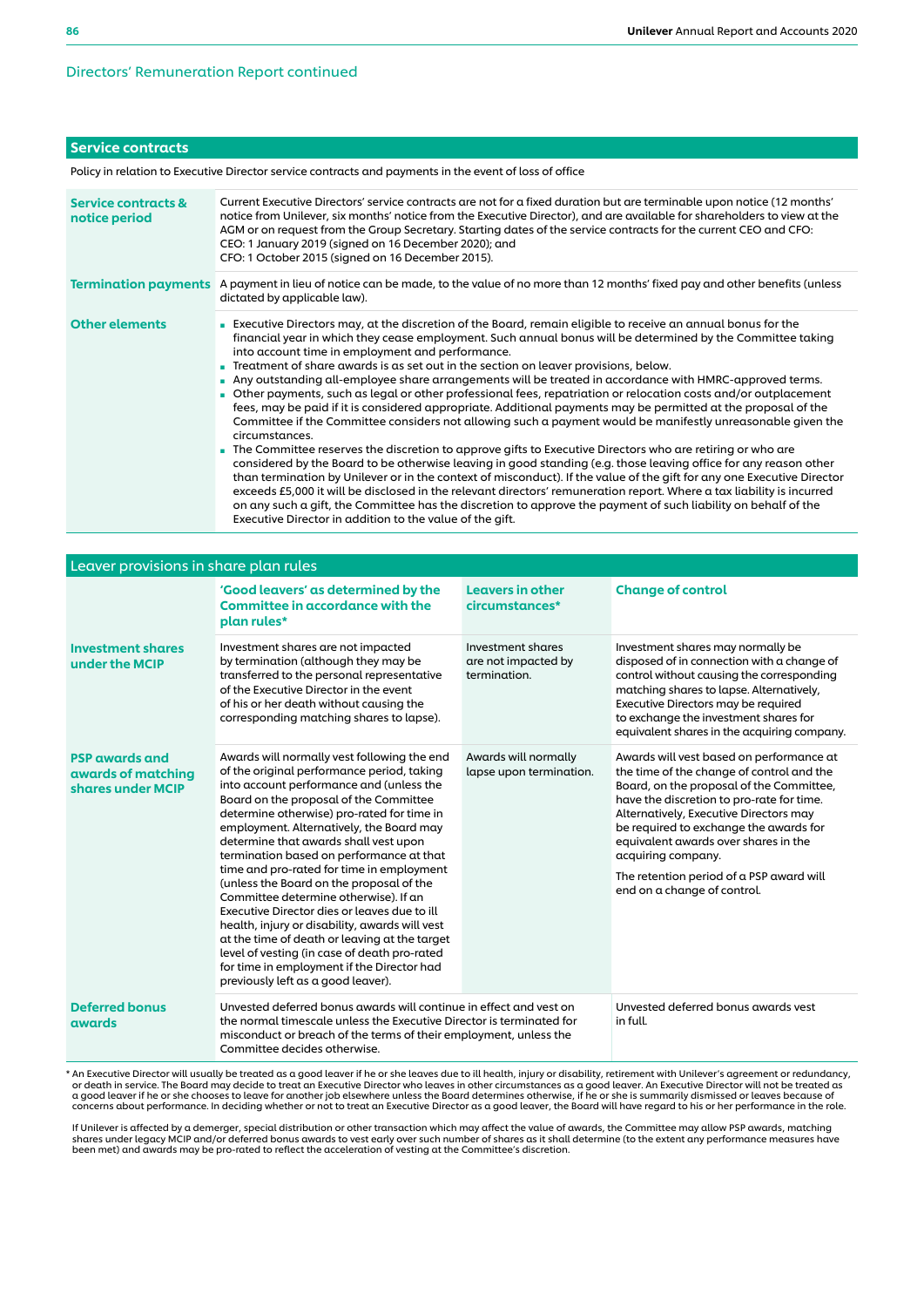## Directors' Remuneration Report continued

### Service contracts

Policy in relation to Executive Director service contracts and payments in the event of loss of office

| | |
|---|---|
| **Service contracts & notice period** | Current Executive Directors' service contracts are not for a fixed duration but are terminable upon notice (12 months' notice from Unilever, six months' notice from the Executive Director), and are available for shareholders to view at the AGM or on request from the Group Secretary. Starting dates of the service contracts for the current CEO and CFO: CEO: 1 January 2019 (signed on 16 December 2020); and CFO: 1 October 2015 (signed on 16 December 2015). |
| **Termination payments** | A payment in lieu of notice can be made, to the value of no more than 12 months' fixed pay and other benefits (unless dictated by applicable law). |
| **Other elements** | ■ Executive Directors may, at the discretion of the Board, remain eligible to receive an annual bonus for the financial year in which they cease employment. Such annual bonus will be determined by the Committee taking into account time in employment and performance.<br>■ Treatment of share awards is as set out in the section on leaver provisions, below.<br>■ Any outstanding all-employee share arrangements will be treated in accordance with HMRC-approved terms.<br>■ Other payments, such as legal or other professional fees, repatriation or relocation costs and/or outplacement fees, may be paid if it is considered appropriate. Additional payments may be permitted at the proposal of the Committee if the Committee considers not allowing such a payment would be manifestly unreasonable given the circumstances.<br>■ The Committee reserves the discretion to approve gifts to Executive Directors who are retiring or who are considered by the Board to be otherwise leaving in good standing (e.g. those leaving office for any reason other than termination by Unilever or in the context of misconduct). If the value of the gift for any one Executive Director exceeds £5,000 it will be disclosed in the relevant directors' remuneration report. Where a tax liability is incurred on any such a gift, the Committee has the discretion to approve the payment of such liability on behalf of the Executive Director in addition to the value of the gift. |

### Leaver provisions in share plan rules

| | 'Good leavers' as determined by the Committee in accordance with the plan rules* | Leavers in other circumstances* | Change of control |
|---|---|---|---|
| **Investment shares under the MCIP** | Investment shares are not impacted by termination (although they may be transferred to the personal representative of the Executive Director in the event of his or her death without causing the corresponding matching shares to lapse). | Investment shares are not impacted by termination. | Investment shares may normally be disposed of in connection with a change of control without causing the corresponding matching shares to lapse. Alternatively, Executive Directors may be required to exchange the investment shares for equivalent shares in the acquiring company. |
| **PSP awards and awards of matching shares under MCIP** | Awards will normally vest following the end of the original performance period, taking into account performance and (unless the Board on the proposal of the Committee determine otherwise) pro-rated for time in employment. Alternatively, the Board may determine that awards shall vest upon termination based on performance at that time and pro-rated for time in employment (unless the Board on the proposal of the Committee determine otherwise). If an Executive Director dies or leaves due to ill health, injury or disability, awards will vest at the time of death or leaving at the target level of vesting (in case of death pro-rated for time in employment if the Director had previously left as a good leaver). | Awards will normally lapse upon termination. | Awards will vest based on performance at the time of the change of control and the Board, on the proposal of the Committee, have the discretion to pro-rate for time. Alternatively, Executive Directors may be required to exchange the awards for equivalent awards over shares in the acquiring company.<br><br>The retention period of a PSP award will end on a change of control. |
| **Deferred bonus awards** | Unvested deferred bonus awards will continue in effect and vest on the normal timescale unless the Executive Director is terminated for misconduct or breach of the terms of their employment, unless the Committee decides otherwise. | | Unvested deferred bonus awards vest in full. |

\* An Executive Director will usually be treated as a good leaver if he or she leaves due to ill health, injury or disability, retirement with Unilever's agreement or redundancy, or death in service. The Board may decide to treat an Executive Director who leaves in other circumstances as a good leaver. An Executive Director will not be treated as a good leaver if he or she chooses to leave for another job elsewhere unless the Board determines otherwise, if he or she is summarily dismissed or leaves because of concerns about performance. In deciding whether or not to treat an Executive Director as a good leaver, the Board will have regard to his or her performance in the role.

If Unilever is affected by a demerger, special distribution or other transaction which may affect the value of awards, the Committee may allow PSP awards, matching shares under legacy MCIP and/or deferred bonus awards to vest early over such number of shares as it shall determine (to the extent any performance measures have been met) and awards may be pro-rated to reflect the acceleration of vesting at the Committee's discretion.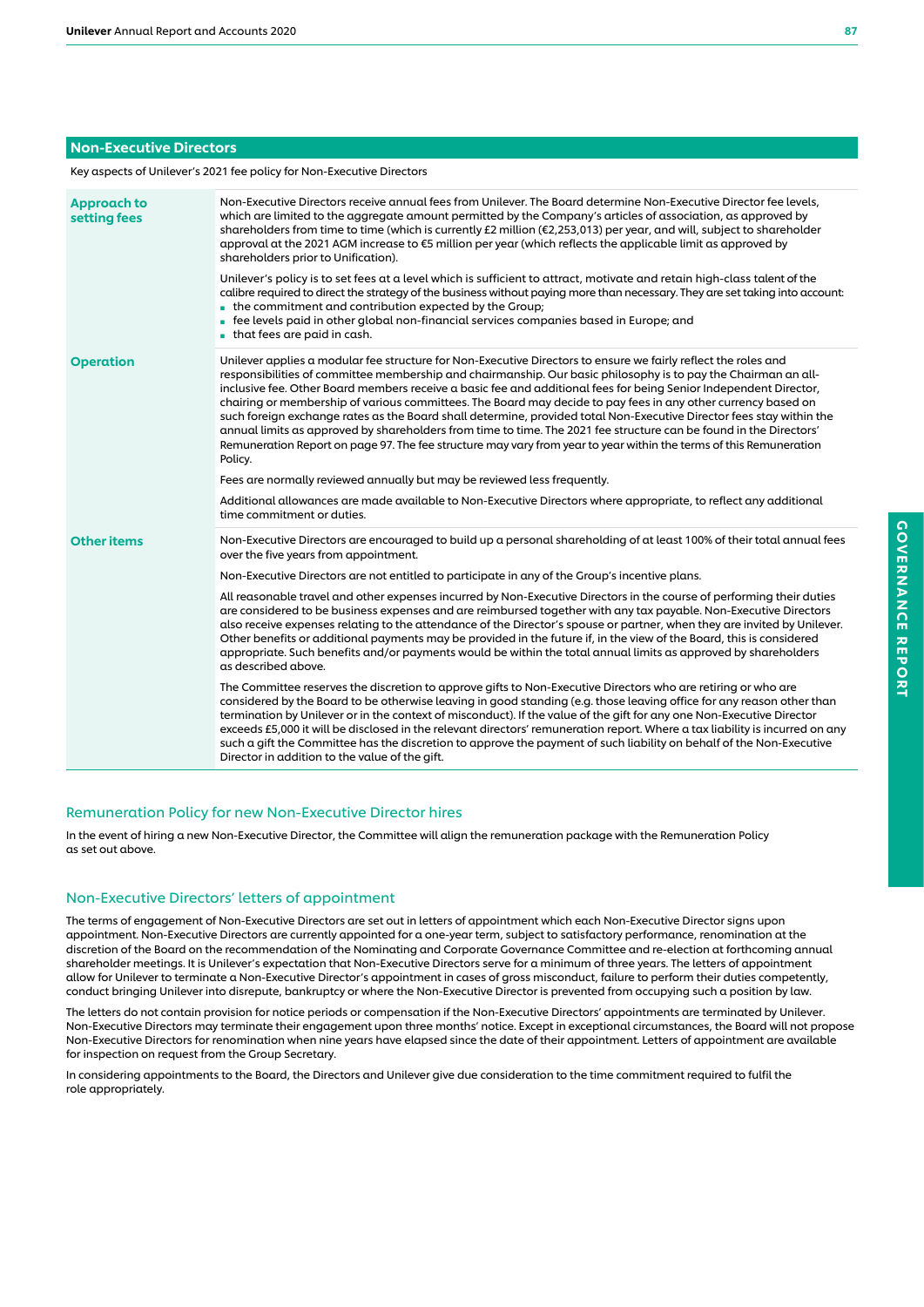## Non-Executive Directors

Key aspects of Unilever's 2021 fee policy for Non-Executive Directors

| | |
|---|---|
| **Approach to setting fees** | Non-Executive Directors receive annual fees from Unilever. The Board determine Non-Executive Director fee levels, which are limited to the aggregate amount permitted by the Company's articles of association, as approved by shareholders from time to time (which is currently £2 million (€2,253,013) per year, and will, subject to shareholder approval at the 2021 AGM increase to €5 million per year (which reflects the applicable limit as approved by shareholders prior to Unification).<br><br>Unilever's policy is to set fees at a level which is sufficient to attract, motivate and retain high-class talent of the calibre required to direct the strategy of the business without paying more than necessary. They are set taking into account:<br>▪ the commitment and contribution expected by the Group;<br>▪ fee levels paid in other global non-financial services companies based in Europe; and<br>▪ that fees are paid in cash. |
| **Operation** | Unilever applies a modular fee structure for Non-Executive Directors to ensure we fairly reflect the roles and responsibilities of committee membership and chairmanship. Our basic philosophy is to pay the Chairman an all-inclusive fee. Other Board members receive a basic fee and additional fees for being Senior Independent Director, chairing or membership of various committees. The Board may decide to pay fees in any other currency based on such foreign exchange rates as the Board shall determine, provided total Non-Executive Director fees stay within the annual limits as approved by shareholders from time to time. The 2021 fee structure can be found in the Directors' Remuneration Report on page 97. The fee structure may vary from year to year within the terms of this Remuneration Policy.<br><br>Fees are normally reviewed annually but may be reviewed less frequently.<br><br>Additional allowances are made available to Non-Executive Directors where appropriate, to reflect any additional time commitment or duties. |
| **Other items** | Non-Executive Directors are encouraged to build up a personal shareholding of at least 100% of their total annual fees over the five years from appointment.<br><br>Non-Executive Directors are not entitled to participate in any of the Group's incentive plans.<br><br>All reasonable travel and other expenses incurred by Non-Executive Directors in the course of performing their duties are considered to be business expenses and are reimbursed together with any tax payable. Non-Executive Directors also receive expenses relating to the attendance of the Director's spouse or partner, when they are invited by Unilever. Other benefits or additional payments may be provided in the future if, in the view of the Board, this is considered appropriate. Such benefits and/or payments would be within the total annual limits as approved by shareholders as described above.<br><br>The Committee reserves the discretion to approve gifts to Non-Executive Directors who are retiring or who are considered by the Board to be otherwise leaving in good standing (e.g. those leaving office for any reason other than termination by Unilever or in the context of misconduct). If the value of the gift for any one Non-Executive Director exceeds £5,000 it will be disclosed in the relevant directors' remuneration report. Where a tax liability is incurred on any such a gift the Committee has the discretion to approve the payment of such liability on behalf of the Non-Executive Director in addition to the value of the gift. |

### Remuneration Policy for new Non-Executive Director hires

In the event of hiring a new Non-Executive Director, the Committee will align the remuneration package with the Remuneration Policy as set out above.

### Non-Executive Directors' letters of appointment

The terms of engagement of Non-Executive Directors are set out in letters of appointment which each Non-Executive Director signs upon appointment. Non-Executive Directors are currently appointed for a one-year term, subject to satisfactory performance, renomination at the discretion of the Board on the recommendation of the Nominating and Corporate Governance Committee and re-election at forthcoming annual shareholder meetings. It is Unilever's expectation that Non-Executive Directors serve for a minimum of three years. The letters of appointment allow for Unilever to terminate a Non-Executive Director's appointment in cases of gross misconduct, failure to perform their duties competently, conduct bringing Unilever into disrepute, bankruptcy or where the Non-Executive Director is prevented from occupying such a position by law.

The letters do not contain provision for notice periods or compensation if the Non-Executive Directors' appointments are terminated by Unilever. Non-Executive Directors may terminate their engagement upon three months' notice. Except in exceptional circumstances, the Board will not propose Non-Executive Directors for renomination when nine years have elapsed since the date of their appointment. Letters of appointment are available for inspection on request from the Group Secretary.

In considering appointments to the Board, the Directors and Unilever give due consideration to the time commitment required to fulfil the role appropriately.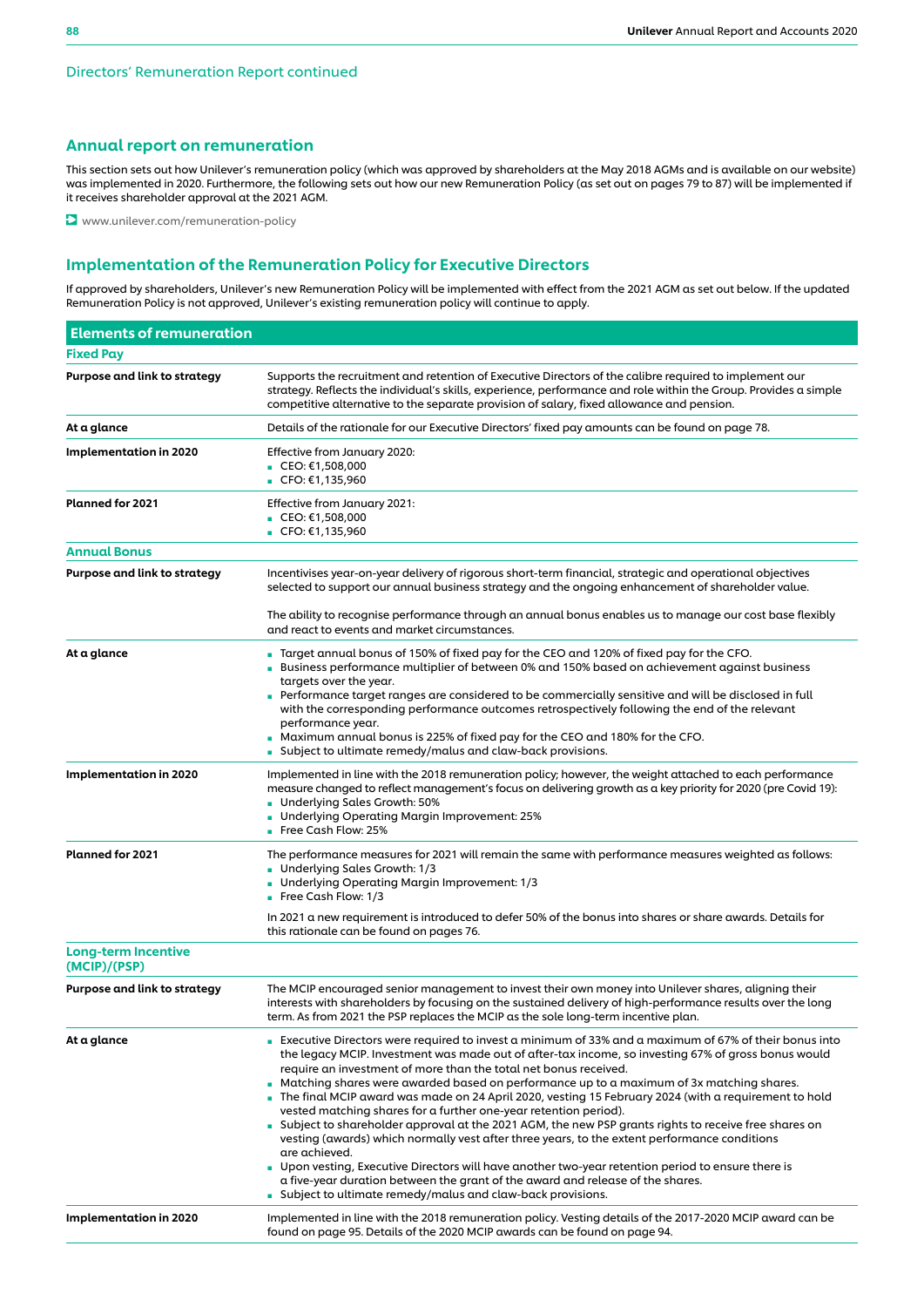Directors' Remuneration Report continued

## Annual report on remuneration

This section sets out how Unilever's remuneration policy (which was approved by shareholders at the May 2018 AGMs and is available on our website) was implemented in 2020. Furthermore, the following sets out how our new Remuneration Policy (as set out on pages 79 to 87) will be implemented if it receives shareholder approval at the 2021 AGM.

www.unilever.com/remuneration-policy

## Implementation of the Remuneration Policy for Executive Directors

If approved by shareholders, Unilever's new Remuneration Policy will be implemented with effect from the 2021 AGM as set out below. If the updated Remuneration Policy is not approved, Unilever's existing remuneration policy will continue to apply.

| Elements of remuneration | |
|---|---|
| **Fixed Pay** | |
| **Purpose and link to strategy** | Supports the recruitment and retention of Executive Directors of the calibre required to implement our strategy. Reflects the individual's skills, experience, performance and role within the Group. Provides a simple competitive alternative to the separate provision of salary, fixed allowance and pension. |
| **At a glance** | Details of the rationale for our Executive Directors' fixed pay amounts can be found on page 78. |
| **Implementation in 2020** | Effective from January 2020:<br>- CEO: €1,508,000<br>- CFO: €1,135,960 |
| **Planned for 2021** | Effective from January 2021:<br>- CEO: €1,508,000<br>- CFO: €1,135,960 |
| **Annual Bonus** | |
| **Purpose and link to strategy** | Incentivises year-on-year delivery of rigorous short-term financial, strategic and operational objectives selected to support our annual business strategy and the ongoing enhancement of shareholder value.<br><br>The ability to recognise performance through an annual bonus enables us to manage our cost base flexibly and react to events and market circumstances. |
| **At a glance** | - Target annual bonus of 150% of fixed pay for the CEO and 120% of fixed pay for the CFO.<br>- Business performance multiplier of between 0% and 150% based on achievement against business targets over the year.<br>- Performance target ranges are considered to be commercially sensitive and will be disclosed in full with the corresponding performance outcomes retrospectively following the end of the relevant performance year.<br>- Maximum annual bonus is 225% of fixed pay for the CEO and 180% for the CFO.<br>- Subject to ultimate remedy/malus and claw-back provisions. |
| **Implementation in 2020** | Implemented in line with the 2018 remuneration policy; however, the weight attached to each performance measure changed to reflect management's focus on delivering growth as a key priority for 2020 (pre Covid 19):<br>- Underlying Sales Growth: 50%<br>- Underlying Operating Margin Improvement: 25%<br>- Free Cash Flow: 25% |
| **Planned for 2021** | The performance measures for 2021 will remain the same with performance measures weighted as follows:<br>- Underlying Sales Growth: 1/3<br>- Underlying Operating Margin Improvement: 1/3<br>- Free Cash Flow: 1/3<br><br>In 2021 a new requirement is introduced to defer 50% of the bonus into shares or share awards. Details for this rationale can be found on pages 76. |
| **Long-term Incentive (MCIP)/(PSP)** | |
| **Purpose and link to strategy** | The MCIP encouraged senior management to invest their own money into Unilever shares, aligning their interests with shareholders by focusing on the sustained delivery of high-performance results over the long term. As from 2021 the PSP replaces the MCIP as the sole long-term incentive plan. |
| **At a glance** | - Executive Directors were required to invest a minimum of 33% and a maximum of 67% of their bonus into the legacy MCIP. Investment was made out of after-tax income, so investing 67% of gross bonus would require an investment of more than the total net bonus received.<br>- Matching shares were awarded based on performance up to a maximum of 3x matching shares.<br>- The final MCIP award was made on 24 April 2020, vesting 15 February 2024 (with a requirement to hold vested matching shares for a further one-year retention period).<br>- Subject to shareholder approval at the 2021 AGM, the new PSP grants rights to receive free shares on vesting (awards) which normally vest after three years, to the extent performance conditions are achieved.<br>- Upon vesting, Executive Directors will have another two-year retention period to ensure there is a five-year duration between the grant of the award and release of the shares.<br>- Subject to ultimate remedy/malus and claw-back provisions. |
| **Implementation in 2020** | Implemented in line with the 2018 remuneration policy. Vesting details of the 2017-2020 MCIP award can be found on page 95. Details of the 2020 MCIP awards can be found on page 94. |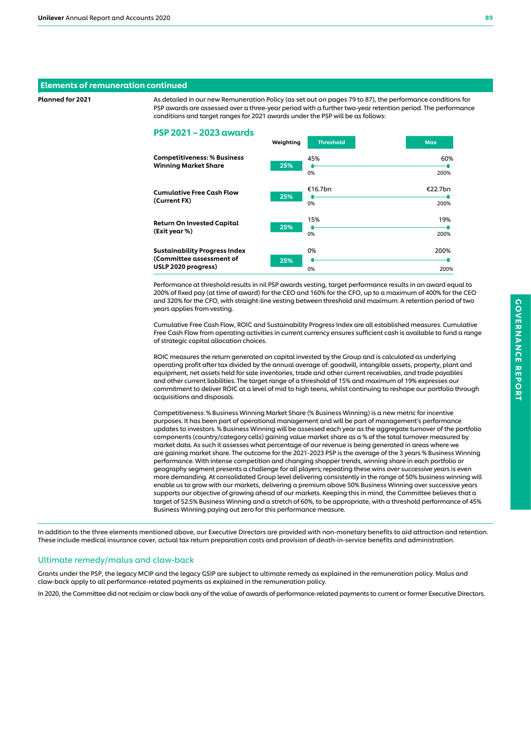## Elements of remuneration continued

**Planned for 2021**

As detailed in our new Remuneration Policy (as set out on pages 79 to 87), the performance conditions for PSP awards are assessed over a three-year period with a further two-year retention period. The performance conditions and target ranges for 2021 awards under the PSP will be as follows:

### PSP 2021 – 2023 awards

| | Weighting | Threshold | Max |
|---|---|---|---|
| **Competitiveness: % Business Winning Market Share** | 25% | 45% (0%) | 60% (200%) |
| **Cumulative Free Cash Flow (Current FX)** | 25% | €16.7bn (0%) | €22.7bn (200%) |
| **Return On Invested Capital (Exit year %)** | 25% | 15% (0%) | 19% (200%) |
| **Sustainability Progress Index (Committee assessment of USLP 2020 progress)** | 25% | 0% (0%) | 200% (200%) |

Performance at threshold results in nil PSP awards vesting, target performance results in an award equal to 200% of fixed pay (at time of award) for the CEO and 160% for the CFO, up to a maximum of 400% for the CEO and 320% for the CFO, with straight-line vesting between threshold and maximum. A retention period of two years applies from vesting.

Cumulative Free Cash Flow, ROIC and Sustainability Progress Index are all established measures. Cumulative Free Cash Flow from operating activities in current currency ensures sufficient cash is available to fund a range of strategic capital allocation choices.

ROIC measures the return generated on capital invested by the Group and is calculated as underlying operating profit after tax divided by the annual average of: goodwill, intangible assets, property, plant and equipment, net assets held for sale inventories, trade and other current receivables, and trade payables and other current liabilities. The target range of a threshold of 15% and maximum of 19% expresses our commitment to deliver ROIC at a level of mid to high teens, whilst continuing to reshape our portfolio through acquisitions and disposals.

Competitiveness: % Business Winning Market Share (% Business Winning) is a new metric for incentive purposes. It has been part of operational management and will be part of management's performance updates to investors. % Business Winning will be assessed each year as the aggregate turnover of the portfolio components (country/category cells) gaining value market share as a % of the total turnover measured by market data. As such it assesses what percentage of our revenue is being generated in areas where we are gaining market share. The outcome for the 2021-2023 PSP is the average of the 3 years % Business Winning performance. With intense competition and changing shopper trends, winning share in each portfolio or geography segment presents a challenge for all players; repeating these wins over successive years is even more demanding. At consolidated Group level delivering consistently in the range of 50% business winning will enable us to grow with our markets, delivering a premium above 50% Business Winning over successive years supports our objective of growing ahead of our markets. Keeping this in mind, the Committee believes that a target of 52.5% Business Winning and a stretch of 60%, to be appropriate, with a threshold performance of 45% Business Winning paying out zero for this performance measure.

In addition to the three elements mentioned above, our Executive Directors are provided with non-monetary benefits to aid attraction and retention. These include medical insurance cover, actual tax return preparation costs and provision of death-in-service benefits and administration.

## Ultimate remedy/malus and claw-back

Grants under the PSP, the legacy MCIP and the legacy GSIP are subject to ultimate remedy as explained in the remuneration policy. Malus and claw-back apply to all performance-related payments as explained in the remuneration policy.

In 2020, the Committee did not reclaim or claw back any of the value of awards of performance-related payments to current or former Executive Directors.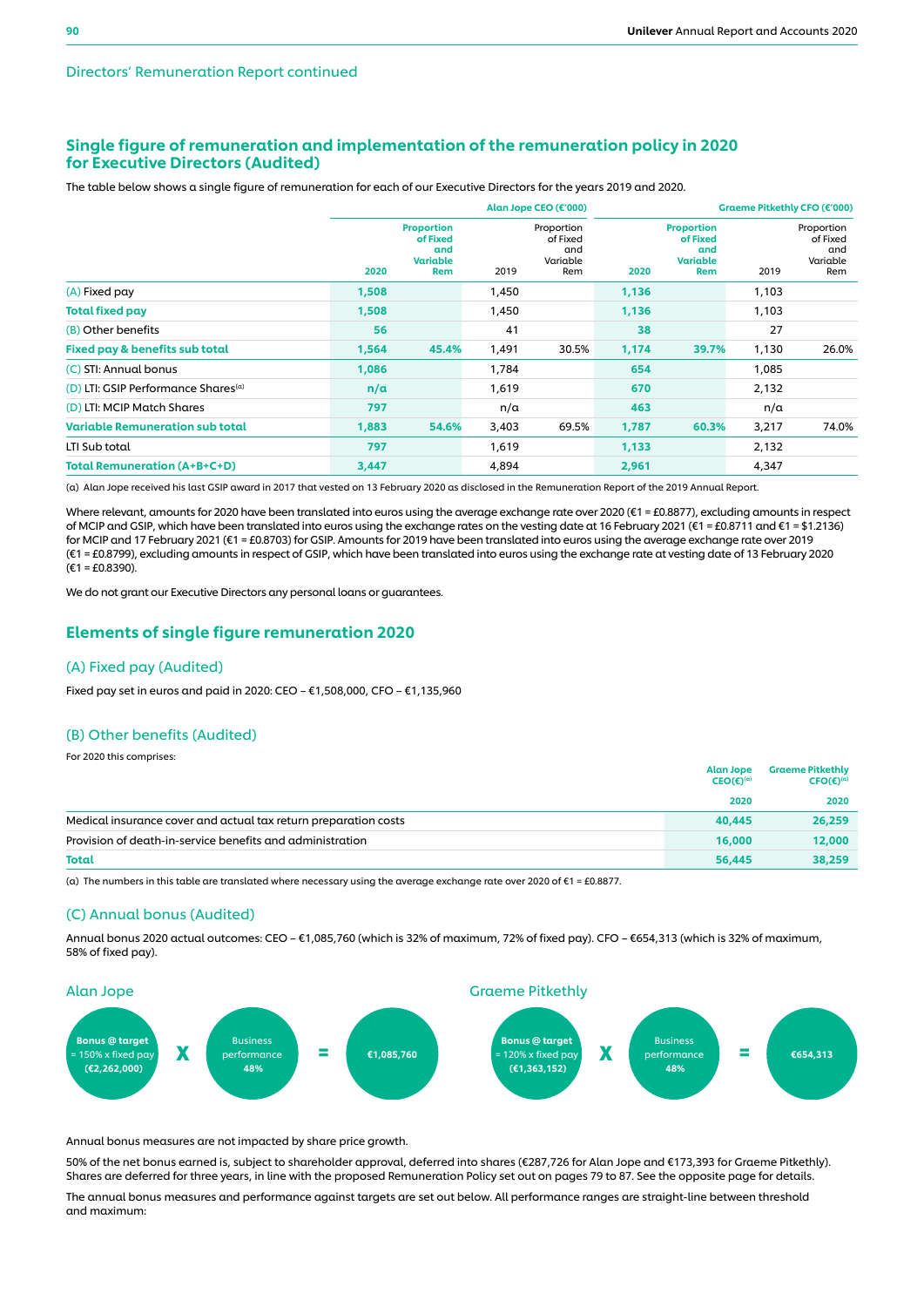Directors' Remuneration Report continued

## Single figure of remuneration and implementation of the remuneration policy in 2020 for Executive Directors (Audited)

The table below shows a single figure of remuneration for each of our Executive Directors for the years 2019 and 2020.

| | Alan Jope CEO (€'000) | | | | Graeme Pitkethly CFO (€'000) | | | |
|---|---|---|---|---|---|---|---|---|
| | 2020 | Proportion of Fixed and Variable Rem | 2019 | Proportion of Fixed and Variable Rem | 2020 | Proportion of Fixed and Variable Rem | 2019 | Proportion of Fixed and Variable Rem |
| (A) Fixed pay | 1,508 | | 1,450 | | 1,136 | | 1,103 | |
| **Total fixed pay** | 1,508 | | 1,450 | | 1,136 | | 1,103 | |
| (B) Other benefits | 56 | | 41 | | 38 | | 27 | |
| **Fixed pay & benefits sub total** | 1,564 | 45.4% | 1,491 | 30.5% | 1,174 | 39.7% | 1,130 | 26.0% |
| (C) STI: Annual bonus | 1,086 | | 1,784 | | 654 | | 1,085 | |
| (D) LTI: GSIP Performance Shares[(a)] | n/a | | 1,619 | | 670 | | 2,132 | |
| (D) LTI: MCIP Match Shares | 797 | | n/a | | 463 | | n/a | |
| **Variable Remuneration sub total** | 1,883 | 54.6% | 3,403 | 69.5% | 1,787 | 60.3% | 3,217 | 74.0% |
| LTI Sub total | 797 | | 1,619 | | 1,133 | | 2,132 | |
| **Total Remuneration (A+B+C+D)** | 3,447 | | 4,894 | | 2,961 | | 4,347 | |

(a) Alan Jope received his last GSIP award in 2017 that vested on 13 February 2020 as disclosed in the Remuneration Report of the 2019 Annual Report.

Where relevant, amounts for 2020 have been translated into euros using the average exchange rate over 2020 (€1 = £0.8877), excluding amounts in respect of MCIP and GSIP, which have been translated into euros using the exchange rates on the vesting date at 16 February 2021 (€1 = £0.8711 and €1 = $1.2136) for MCIP and 17 February 2021 (€1 = £0.8703) for GSIP. Amounts for 2019 have been translated into euros using the average exchange rate over 2019 (€1 = £0.8799), excluding amounts in respect of GSIP, which have been translated into euros using the exchange rate at vesting date of 13 February 2020 (€1 = £0.8390).

We do not grant our Executive Directors any personal loans or guarantees.

## Elements of single figure remuneration 2020

### (A) Fixed pay (Audited)

Fixed pay set in euros and paid in 2020: CEO – €1,508,000, CFO – €1,135,960

### (B) Other benefits (Audited)

For 2020 this comprises:

| | Alan Jope CEO(€)[(a)] 2020 | Graeme Pitkethly CFO(€)[(a)] 2020 |
|---|---|---|
| Medical insurance cover and actual tax return preparation costs | 40,445 | 26,259 |
| Provision of death-in-service benefits and administration | 16,000 | 12,000 |
| **Total** | 56,445 | 38,259 |

(a) The numbers in this table are translated where necessary using the average exchange rate over 2020 of €1 = £0.8877.

### (C) Annual bonus (Audited)

Annual bonus 2020 actual outcomes: CEO – €1,085,760 (which is 32% of maximum, 72% of fixed pay). CFO – €654,313 (which is 32% of maximum, 58% of fixed pay).

**Alan Jope**

**Bonus @ target** = 150% x fixed pay **(€2,262,000)** X Business performance **48%** = **€1,085,760**

**Graeme Pitkethly**

**Bonus @ target** = 120% x fixed pay **(€1,363,152)** X Business performance **48%** = **€654,313**

Annual bonus measures are not impacted by share price growth.

50% of the net bonus earned is, subject to shareholder approval, deferred into shares (€287,726 for Alan Jope and €173,393 for Graeme Pitkethly). Shares are deferred for three years, in line with the proposed Remuneration Policy set out on pages 79 to 87. See the opposite page for details.

The annual bonus measures and performance against targets are set out below. All performance ranges are straight-line between threshold and maximum: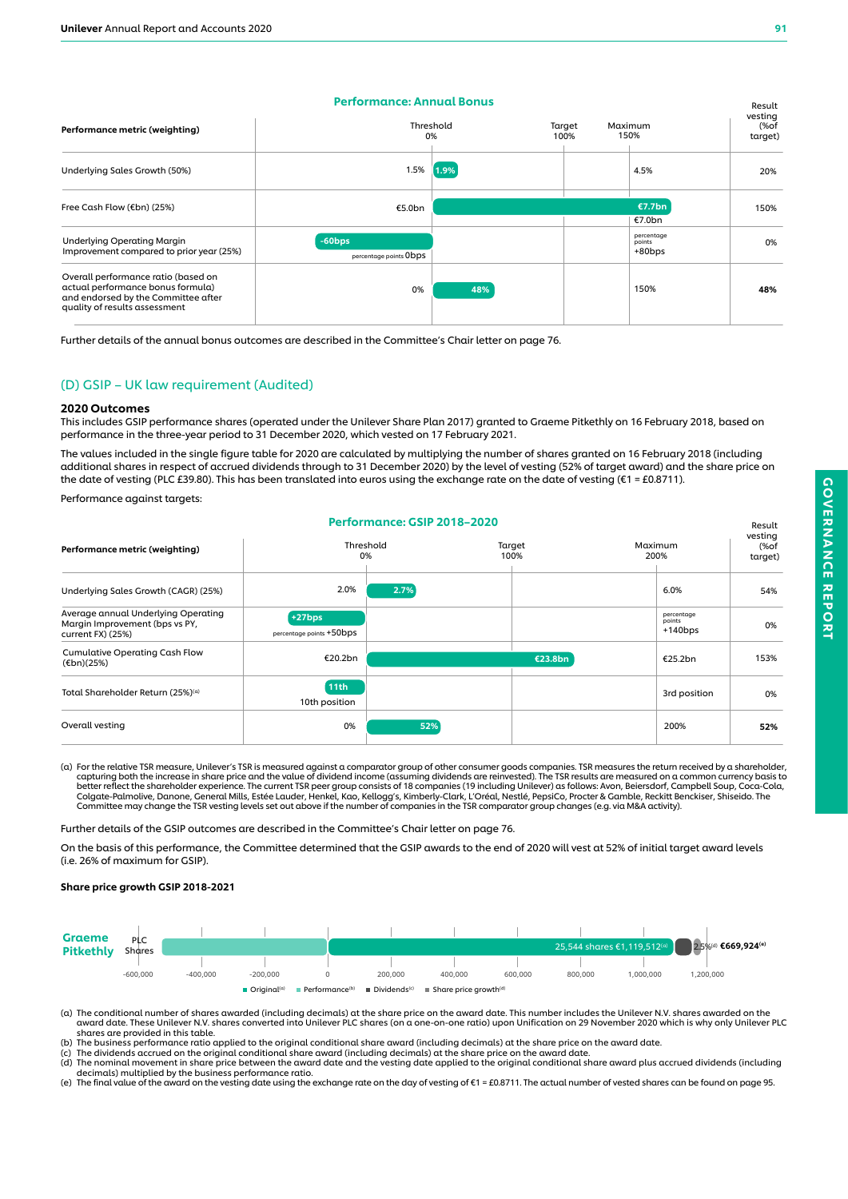**Performance: Annual Bonus**

| Performance metric (weighting) | Threshold 0% | Target 100% | Maximum 150% | Result vesting (% of target) |
|---|---|---|---|---|
| Underlying Sales Growth (50%) | 1.5% | 1.9% | 4.5% | 20% |
| Free Cash Flow (€bn) (25%) | €5.0bn | €7.7bn | €7.0bn | 150% |
| Underlying Operating Margin Improvement compared to prior year (25%) | percentage points 0bps | -60bps | percentage points +80bps | 0% |
| Overall performance ratio (based on actual performance bonus formula) and endorsed by the Committee after quality of results assessment | 0% | 48% | 150% | **48%** |

Further details of the annual bonus outcomes are described in the Committee's Chair letter on page 76.

## (D) GSIP – UK law requirement (Audited)

### 2020 Outcomes

This includes GSIP performance shares (operated under the Unilever Share Plan 2017) granted to Graeme Pitkethly on 16 February 2018, based on performance in the three-year period to 31 December 2020, which vested on 17 February 2021.

The values included in the single figure table for 2020 are calculated by multiplying the number of shares granted on 16 February 2018 (including additional shares in respect of accrued dividends through to 31 December 2020) by the level of vesting (52% of target award) and the share price on the date of vesting (PLC £39.80). This has been translated into euros using the exchange rate on the date of vesting (€1 = £0.8711).

Performance against targets:

**Performance: GSIP 2018–2020**

| Performance metric (weighting) | Threshold 0% | Target 100% | Maximum 200% | Result vesting (% of target) |
|---|---|---|---|---|
| Underlying Sales Growth (CAGR) (25%) | 2.0% | 2.7% | 6.0% | 54% |
| Average annual Underlying Operating Margin Improvement (bps vs PY, current FX) (25%) | percentage points +50bps | +27bps | percentage points +140bps | 0% |
| Cumulative Operating Cash Flow (€bn)(25%) | €20.2bn | €23.8bn | €25.2bn | 153% |
| Total Shareholder Return (25%)[(a)] | 10th position | 11th | 3rd position | 0% |
| Overall vesting | 0% | 52% | 200% | **52%** |

(a) For the relative TSR measure, Unilever's TSR is measured against a comparator group of other consumer goods companies. TSR measures the return received by a shareholder, capturing both the increase in share price and the value of dividend income (assuming dividends are reinvested). The TSR results are measured on a common currency basis to better reflect the shareholder experience. The current TSR peer group consists of 18 companies (19 including Unilever) as follows: Avon, Beiersdorf, Campbell Soup, Coca-Cola, Colgate-Palmolive, Danone, General Mills, Estée Lauder, Henkel, Kao, Kellogg's, Kimberly-Clark, L'Oréal, Nestlé, PepsiCo, Procter & Gamble, Reckitt Benckiser, Shiseido. The Committee may change the TSR vesting levels set out above if the number of companies in the TSR comparator group changes (e.g. via M&A activity).

Further details of the GSIP outcomes are described in the Committee's Chair letter on page 76.

On the basis of this performance, the Committee determined that the GSIP awards to the end of 2020 will vest at 52% of initial target award levels (i.e. 26% of maximum for GSIP).

**Share price growth GSIP 2018-2021**

**Graeme Pitkethly** – PLC Shares: 25,544 shares €1,119,512[(a)]; 2.5%[(d)]; **€669,924[(e)]**

Axis: -600,000, -400,000, -200,000, 0, 200,000, 400,000, 600,000, 800,000, 1,000,000, 1,200,000

Legend: Original[(a)] · Performance[(b)] · Dividends[(c)] · Share price growth[(d)]

(a) The conditional number of shares awarded (including decimals) at the share price on the award date. This number includes the Unilever N.V. shares awarded on the award date. These Unilever N.V. shares converted into Unilever PLC shares (on a one-on-one ratio) upon Unification on 29 November 2020 which is why only Unilever PLC shares are provided in this table.
(b) The business performance ratio applied to the original conditional share award (including decimals) at the share price on the award date.
(c) The dividends accrued on the original conditional share award (including decimals) at the share price on the award date.
(d) The nominal movement in share price between the award date and the vesting date applied to the original conditional share award plus accrued dividends (including decimals) multiplied by the business performance ratio.
(e) The final value of the award on the vesting date using the exchange rate on the day of vesting of €1 = £0.8711. The actual number of vested shares can be found on page 95.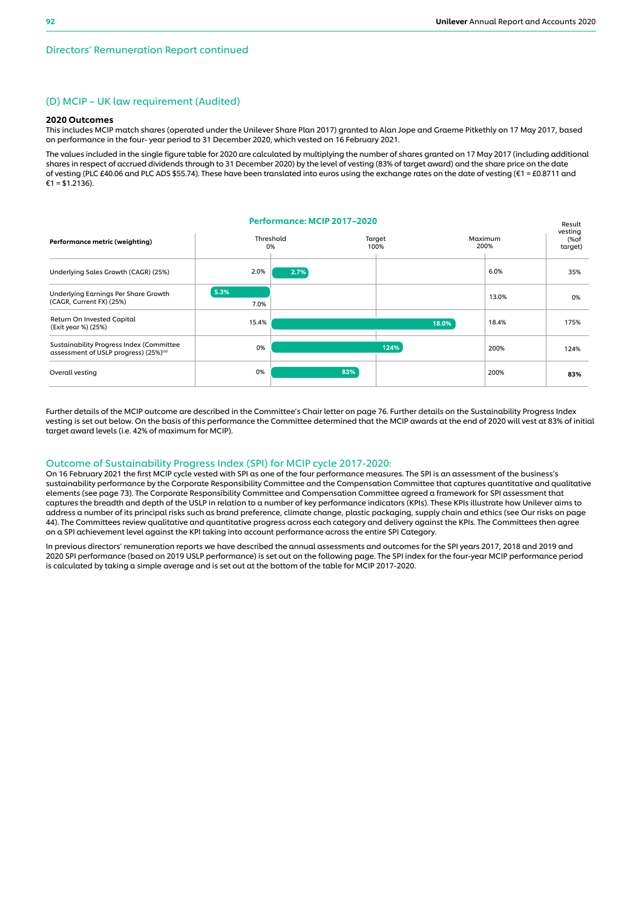## Directors' Remuneration Report continued

### (D) MCIP – UK law requirement (Audited)

**2020 Outcomes**

This includes MCIP match shares (operated under the Unilever Share Plan 2017) granted to Alan Jope and Graeme Pitkethly on 17 May 2017, based on performance in the four- year period to 31 December 2020, which vested on 16 February 2021.

The values included in the single figure table for 2020 are calculated by multiplying the number of shares granted on 17 May 2017 (including additional shares in respect of accrued dividends through to 31 December 2020) by the level of vesting (83% of target award) and the share price on the date of vesting (PLC £40.06 and PLC ADS $55.74). These have been translated into euros using the exchange rates on the date of vesting (€1 = £0.8711 and €1 = $1.2136).

**Performance: MCIP 2017–2020**

| Performance metric (weighting) | Threshold 0% | Actual | Target 100% | Maximum 200% | Result vesting (% of target) |
|---|---|---|---|---|---|
| Underlying Sales Growth (CAGR) (25%) | 2.0% | 2.7% | | 6.0% | 35% |
| Underlying Earnings Per Share Growth (CAGR, Current FX) (25%) | 7.0% | 5.3% | | 13.0% | 0% |
| Return On Invested Capital (Exit year %) (25%) | 15.4% | 18.0% | | 18.4% | 175% |
| Sustainability Progress Index (Committee assessment of USLP progress) (25%)[(a)] | 0% | 124% | | 200% | 124% |
| Overall vesting | 0% | 83% | | 200% | **83%** |

Further details of the MCIP outcome are described in the Committee's Chair letter on page 76. Further details on the Sustainability Progress Index vesting is set out below. On the basis of this performance the Committee determined that the MCIP awards at the end of 2020 will vest at 83% of initial target award levels (i.e. 42% of maximum for MCIP).

### Outcome of Sustainability Progress Index (SPI) for MCIP cycle 2017-2020:

On 16 February 2021 the first MCIP cycle vested with SPI as one of the four performance measures. The SPI is an assessment of the business's sustainability performance by the Corporate Responsibility Committee and the Compensation Committee that captures quantitative and qualitative elements (see page 73). The Corporate Responsibility Committee and Compensation Committee agreed a framework for SPI assessment that captures the breadth and depth of the USLP in relation to a number of key performance indicators (KPIs). These KPIs illustrate how Unilever aims to address a number of its principal risks such as brand preference, climate change, plastic packaging, supply chain and ethics (see Our risks on page 44). The Committees review qualitative and quantitative progress across each category and delivery against the KPIs. The Committees then agree on a SPI achievement level against the KPI taking into account performance across the entire SPI Category.

In previous directors' remuneration reports we have described the annual assessments and outcomes for the SPI years 2017, 2018 and 2019 and 2020 SPI performance (based on 2019 USLP performance) is set out on the following page. The SPI index for the four-year MCIP performance period is calculated by taking a simple average and is set out at the bottom of the table for MCIP 2017-2020.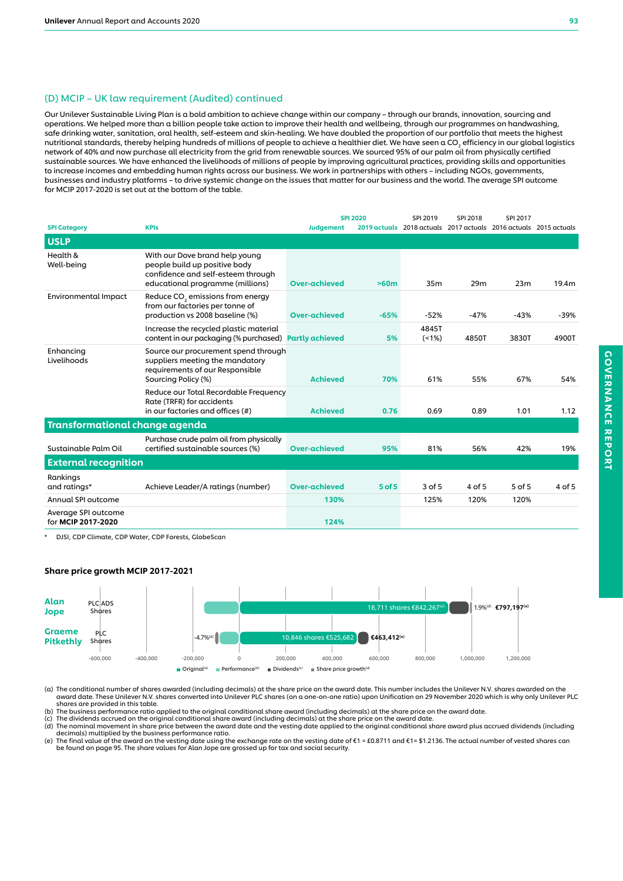## (D) MCIP – UK law requirement (Audited) continued

Our Unilever Sustainable Living Plan is a bold ambition to achieve change within our company – through our brands, innovation, sourcing and operations. We helped more than a billion people take action to improve their health and wellbeing, through our programmes on handwashing, safe drinking water, sanitation, oral health, self-esteem and skin-healing. We have doubled the proportion of our portfolio that meets the highest nutritional standards, thereby helping hundreds of millions of people to achieve a healthier diet. We have seen a $CO_2$ efficiency in our global logistics network of 40% and now purchase all electricity from the grid from renewable sources. We sourced 95% of our palm oil from physically certified sustainable sources. We have enhanced the livelihoods of millions of people by improving agricultural practices, providing skills and opportunities to increase incomes and embedding human rights across our business. We work in partnerships with others – including NGOs, governments, businesses and industry platforms – to drive systemic change on the issues that matter for our business and the world. The average SPI outcome for MCIP 2017-2020 is set out at the bottom of the table.

| SPI Category | KPIs | SPI 2020 Judgement | SPI 2020 2019 actuals | SPI 2019 2018 actuals | SPI 2018 2017 actuals | SPI 2017 2016 actuals | 2015 actuals |
|---|---|---|---|---|---|---|---|
| **USLP** | | | | | | | |
| Health & Well-being | With our Dove brand help young people build up positive body confidence and self-esteem through educational programme (millions) | Over-achieved | >60m | 35m | 29m | 23m | 19.4m |
| Environmental Impact | Reduce $CO_2$ emissions from energy from our factories per tonne of production vs 2008 baseline (%) | Over-achieved | -65% | -52% | -47% | -43% | -39% |
| | Increase the recycled plastic material content in our packaging (% purchased) | Partly achieved | 5% | 4845T (<1%) | 4850T | 3830T | 4900T |
| Enhancing Livelihoods | Source our procurement spend through suppliers meeting the mandatory requirements of our Responsible Sourcing Policy (%) | Achieved | 70% | 61% | 55% | 67% | 54% |
| | Reduce our Total Recordable Frequency Rate (TRFR) for accidents in our factories and offices (#) | Achieved | 0.76 | 0.69 | 0.89 | 1.01 | 1.12 |
| **Transformational change agenda** | | | | | | | |
| Sustainable Palm Oil | Purchase crude palm oil from physically certified sustainable sources (%) | Over-achieved | 95% | 81% | 56% | 42% | 19% |
| **External recognition** | | | | | | | |
| Rankings and ratings* | Achieve Leader/A ratings (number) | Over-achieved | 5 of 5 | 3 of 5 | 4 of 5 | 5 of 5 | 4 of 5 |
| Annual SPI outcome | | 130% | | 125% | 120% | 120% | |
| Average SPI outcome for **MCIP 2017-2020** | | 124% | | | | | |

\* DJSI, CDP Climate, CDP Water, CDP Forests, GlobeScan

### Share price growth MCIP 2017-2021

**Alan Jope** (PLC ADS Shares): 18,711 shares €842,267[(a)]; 1.9%[(d)]; €797,197[(e)]

**Graeme Pitkethly** (PLC Shares): 10,846 shares €525,682; -4.7%[(d)]; €463,412[(e)]

Legend: Original[(a)] · Performance[(b)] · Dividends[(c)] · Share price growth[(d)]

(a) The conditional number of shares awarded (including decimals) at the share price on the award date. This number includes the Unilever N.V. shares awarded on the award date. These Unilever N.V. shares converted into Unilever PLC shares (on a one-on-one ratio) upon Unification on 29 November 2020 which is why only Unilever PLC shares are provided in this table.
(b) The business performance ratio applied to the original conditional share award (including decimals) at the share price on the award date.
(c) The dividends accrued on the original conditional share award (including decimals) at the share price on the award date.
(d) The nominal movement in share price between the award date and the vesting date applied to the original conditional share award plus accrued dividends (including decimals) multiplied by the business performance ratio.
(e) The final value of the award on the vesting date using the exchange rate on the vesting date of €1 = £0.8711 and €1= $1.2136. The actual number of vested shares can be found on page 95. The share values for Alan Jope are grossed up for tax and social security.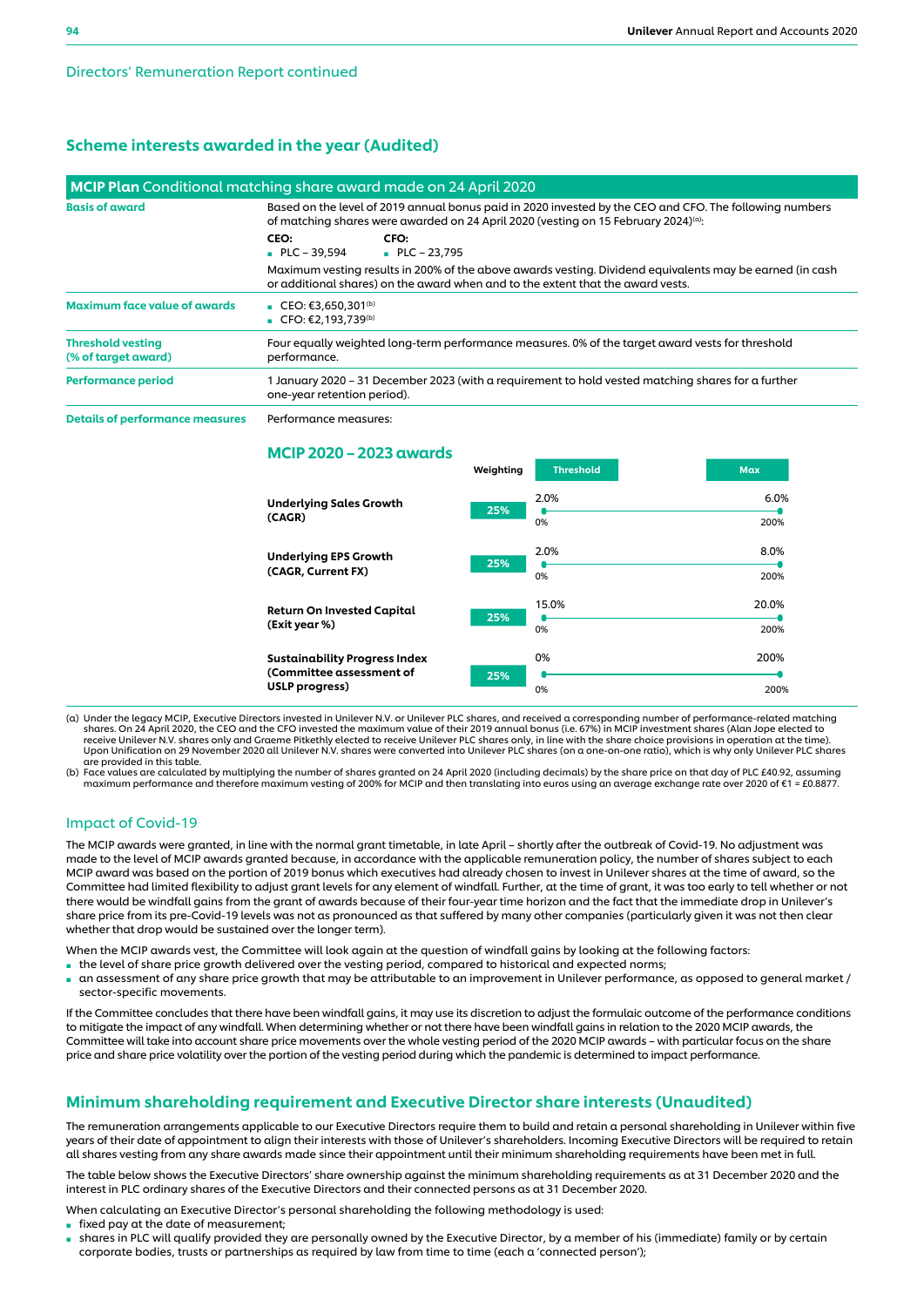Directors' Remuneration Report continued

## Scheme interests awarded in the year (Audited)

| **MCIP Plan** Conditional matching share award made on 24 April 2020 | |
|---|---|
| **Basis of award** | Based on the level of 2019 annual bonus paid in 2020 invested by the CEO and CFO. The following numbers of matching shares were awarded on 24 April 2020 (vesting on 15 February 2024)[(a)]:<br>**CEO:** PLC – 39,594<br>**CFO:** PLC – 23,795<br>Maximum vesting results in 200% of the above awards vesting. Dividend equivalents may be earned (in cash or additional shares) on the award when and to the extent that the award vests. |
| **Maximum face value of awards** | CEO: €3,650,301[(b)]<br>CFO: €2,193,739[(b)] |
| **Threshold vesting (% of target award)** | Four equally weighted long-term performance measures. 0% of the target award vests for threshold performance. |
| **Performance period** | 1 January 2020 – 31 December 2023 (with a requirement to hold vested matching shares for a further one-year retention period). |
| **Details of performance measures** | Performance measures: |

### MCIP 2020 – 2023 awards

| | Weighting | Threshold | Max |
|---|---|---|---|
| **Underlying Sales Growth (CAGR)** | 25% | 2.0% (0%) | 6.0% (200%) |
| **Underlying EPS Growth (CAGR, Current FX)** | 25% | 2.0% (0%) | 8.0% (200%) |
| **Return On Invested Capital (Exit year %)** | 25% | 15.0% (0%) | 20.0% (200%) |
| **Sustainability Progress Index (Committee assessment of USLP progress)** | 25% | 0% (0%) | 200% (200%) |

(a) Under the legacy MCIP, Executive Directors invested in Unilever N.V. or Unilever PLC shares, and received a corresponding number of performance-related matching shares. On 24 April 2020, the CEO and the CFO invested the maximum value of their 2019 annual bonus (i.e. 67%) in MCIP investment shares (Alan Jope elected to receive Unilever N.V. shares only and Graeme Pitkethly elected to receive Unilever PLC shares only, in line with the share choice provisions in operation at the time). Upon Unification on 29 November 2020 all Unilever N.V. shares were converted into Unilever PLC shares (on a one-on-one ratio), which is why only Unilever PLC shares are provided in this table.

(b) Face values are calculated by multiplying the number of shares granted on 24 April 2020 (including decimals) by the share price on that day of PLC £40.92, assuming maximum performance and therefore maximum vesting of 200% for MCIP and then translating into euros using an average exchange rate over 2020 of €1 = £0.8877.

### Impact of Covid-19

The MCIP awards were granted, in line with the normal grant timetable, in late April – shortly after the outbreak of Covid-19. No adjustment was made to the level of MCIP awards granted because, in accordance with the applicable remuneration policy, the number of shares subject to each MCIP award was based on the portion of 2019 bonus which executives had already chosen to invest in Unilever shares at the time of award, so the Committee had limited flexibility to adjust grant levels for any element of windfall. Further, at the time of grant, it was too early to tell whether or not there would be windfall gains from the grant of awards because of their four-year time horizon and the fact that the immediate drop in Unilever's share price from its pre-Covid-19 levels was not as pronounced as that suffered by many other companies (particularly given it was not then clear whether that drop would be sustained over the longer term).

When the MCIP awards vest, the Committee will look again at the question of windfall gains by looking at the following factors:

- the level of share price growth delivered over the vesting period, compared to historical and expected norms;
- an assessment of any share price growth that may be attributable to an improvement in Unilever performance, as opposed to general market / sector-specific movements.

If the Committee concludes that there have been windfall gains, it may use its discretion to adjust the formulaic outcome of the performance conditions to mitigate the impact of any windfall. When determining whether or not there have been windfall gains in relation to the 2020 MCIP awards, the Committee will take into account share price movements over the whole vesting period of the 2020 MCIP awards – with particular focus on the share price and share price volatility over the portion of the vesting period during which the pandemic is determined to impact performance.

## Minimum shareholding requirement and Executive Director share interests (Unaudited)

The remuneration arrangements applicable to our Executive Directors require them to build and retain a personal shareholding in Unilever within five years of their date of appointment to align their interests with those of Unilever's shareholders. Incoming Executive Directors will be required to retain all shares vesting from any share awards made since their appointment until their minimum shareholding requirements have been met in full.

The table below shows the Executive Directors' share ownership against the minimum shareholding requirements as at 31 December 2020 and the interest in PLC ordinary shares of the Executive Directors and their connected persons as at 31 December 2020.

When calculating an Executive Director's personal shareholding the following methodology is used:

- fixed pay at the date of measurement;
- shares in PLC will qualify provided they are personally owned by the Executive Director, by a member of his (immediate) family or by certain corporate bodies, trusts or partnerships as required by law from time to time (each a 'connected person');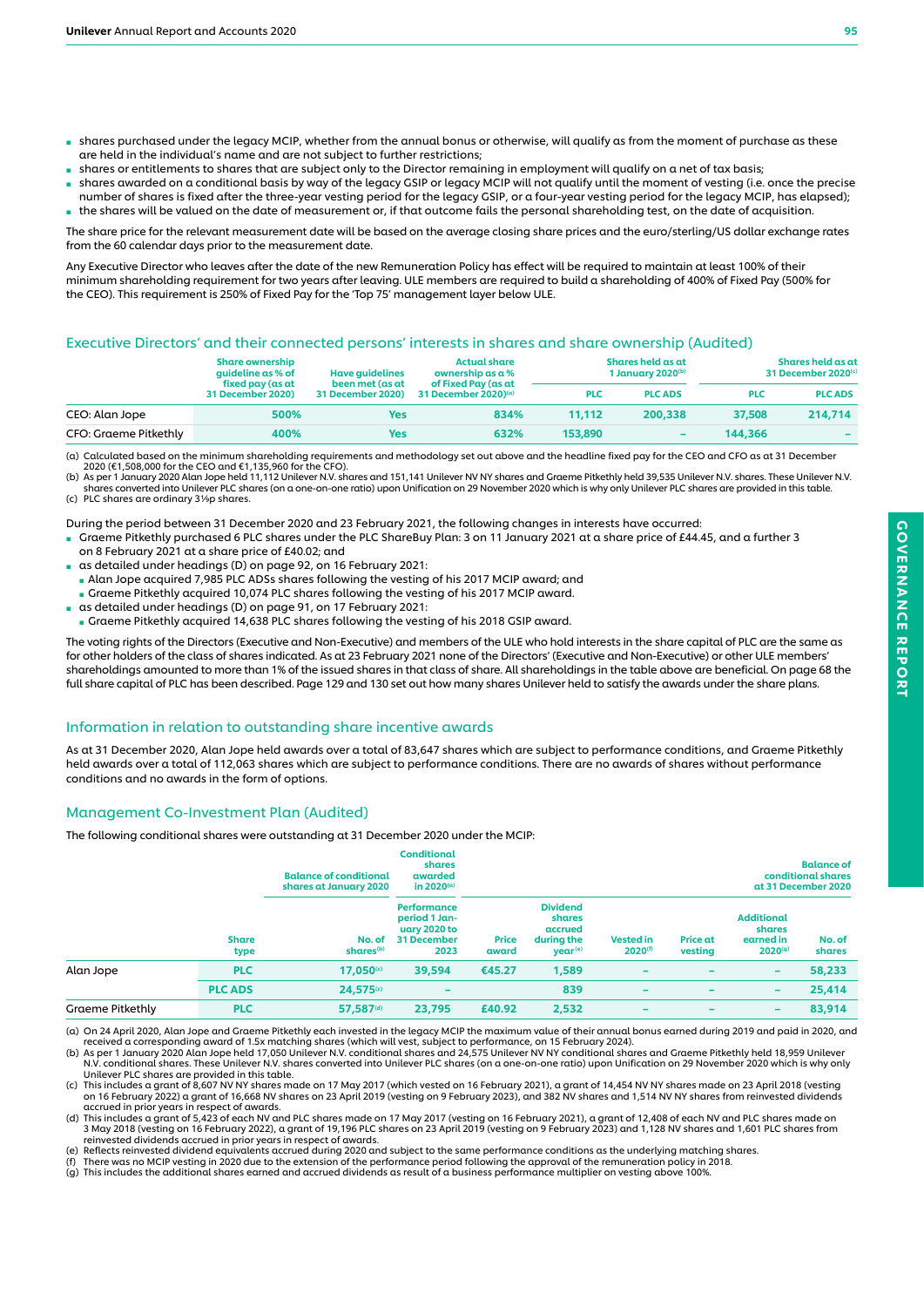- shares purchased under the legacy MCIP, whether from the annual bonus or otherwise, will qualify as from the moment of purchase as these are held in the individual's name and are not subject to further restrictions;
- shares or entitlements to shares that are subject only to the Director remaining in employment will qualify on a net of tax basis;
- shares awarded on a conditional basis by way of the legacy GSIP or legacy MCIP will not qualify until the moment of vesting (i.e. once the precise number of shares is fixed after the three-year vesting period for the legacy GSIP, or a four-year vesting period for the legacy MCIP, has elapsed);
- the shares will be valued on the date of measurement or, if that outcome fails the personal shareholding test, on the date of acquisition.

The share price for the relevant measurement date will be based on the average closing share prices and the euro/sterling/US dollar exchange rates from the 60 calendar days prior to the measurement date.

Any Executive Director who leaves after the date of the new Remuneration Policy has effect will be required to maintain at least 100% of their minimum shareholding requirement for two years after leaving. ULE members are required to build a shareholding of 400% of Fixed Pay (500% for the CEO). This requirement is 250% of Fixed Pay for the 'Top 75' management layer below ULE.

## Executive Directors' and their connected persons' interests in shares and share ownership (Audited)

| | Share ownership guideline as % of fixed pay (as at 31 December 2020) | Have guidelines been met (as at 31 December 2020) | Actual share ownership as a % of Fixed Pay (as at 31 December 2020)[a] | Shares held as at 1 January 2020[b] | | Shares held as at 31 December 2020[c] | |
|---|---|---|---|---|---|---|---|
| | | | | PLC | PLC ADS | PLC | PLC ADS |
| CEO: Alan Jope | 500% | Yes | 834% | 11,112 | 200,338 | 37,508 | 214,714 |
| CFO: Graeme Pitkethly | 400% | Yes | 632% | 153,890 | – | 144,366 | – |

(a) Calculated based on the minimum shareholding requirements and methodology set out above and the headline fixed pay for the CEO and CFO as at 31 December 2020 (€1,508,000 for the CEO and €1,135,960 for the CFO).
(b) As per 1 January 2020 Alan Jope held 11,112 Unilever N.V. shares and 151,141 Unilever NV NY shares and Graeme Pitkethly held 39,535 Unilever N.V. shares. These Unilever N.V. shares converted into Unilever PLC shares (on a one-on-one ratio) upon Unification on 29 November 2020 which is why only Unilever PLC shares are provided in this table.
(c) PLC shares are ordinary 3⅑p shares.

During the period between 31 December 2020 and 23 February 2021, the following changes in interests have occurred:

- Graeme Pitkethly purchased 6 PLC shares under the PLC ShareBuy Plan: 3 on 11 January 2021 at a share price of £44.45, and a further 3 on 8 February 2021 at a share price of £40.02; and
- as detailed under headings (D) on page 92, on 16 February 2021:
  - Alan Jope acquired 7,985 PLC ADSs shares following the vesting of his 2017 MCIP award; and
  - Graeme Pitkethly acquired 10,074 PLC shares following the vesting of his 2017 MCIP award.
- as detailed under headings (D) on page 91, on 17 February 2021:
  - Graeme Pitkethly acquired 14,638 PLC shares following the vesting of his 2018 GSIP award.

The voting rights of the Directors (Executive and Non-Executive) and members of the ULE who hold interests in the share capital of PLC are the same as for other holders of the class of shares indicated. As at 23 February 2021 none of the Directors' (Executive and Non-Executive) or other ULE members' shareholdings amounted to more than 1% of the issued shares in that class of share. All shareholdings in the table above are beneficial. On page 68 the full share capital of PLC has been described. Page 129 and 130 set out how many shares Unilever held to satisfy the awards under the share plans.

## Information in relation to outstanding share incentive awards

As at 31 December 2020, Alan Jope held awards over a total of 83,647 shares which are subject to performance conditions, and Graeme Pitkethly held awards over a total of 112,063 shares which are subject to performance conditions. There are no awards of shares without performance conditions and no awards in the form of options.

## Management Co-Investment Plan (Audited)

The following conditional shares were outstanding at 31 December 2020 under the MCIP:

| | | Balance of conditional shares at January 2020 | Conditional shares awarded in 2020[a] | | | | | | Balance of conditional shares at 31 December 2020 |
|---|---|---|---|---|---|---|---|---|---|
| | Share type | No. of shares[b] | Performance period 1 January 2020 to 31 December 2023 | Price award | Dividend shares accrued during the year[e] | Vested in 2020[f] | Price at vesting | Additional shares earned in 2020[g] | No. of shares |
| Alan Jope | PLC | 17,050[c] | 39,594 | €45.27 | 1,589 | – | – | – | 58,233 |
| | PLC ADS | 24,575[c] | – | | 839 | – | – | – | 25,414 |
| Graeme Pitkethly | PLC | 57,587[d] | 23,795 | £40.92 | 2,532 | – | – | – | 83,914 |

(a) On 24 April 2020, Alan Jope and Graeme Pitkethly each invested in the legacy MCIP the maximum value of their annual bonus earned during 2019 and paid in 2020, and received a corresponding award of 1.5x matching shares (which will vest, subject to performance, on 15 February 2024).
(b) As per 1 January 2020 Alan Jope held 17,050 Unilever N.V. conditional shares and 24,575 Unilever NV NY conditional shares and Graeme Pitkethly held 18,959 Unilever N.V. conditional shares. These Unilever N.V. shares converted into Unilever PLC shares (on a one-on-one ratio) upon Unification on 29 November 2020 which is why only Unilever PLC shares are provided in this table.
(c) This includes a grant of 8,607 NV NY shares made on 17 May 2017 (which vested on 16 February 2021), a grant of 14,454 NV NY shares made on 23 April 2018 (vesting on 16 February 2022) a grant of 16,668 NV shares on 23 April 2019 (vesting on 9 February 2023), and 382 NV shares and 1,514 NV NY shares from reinvested dividends accrued in prior years in respect of awards.
(d) This includes a grant of 5,423 of each NV and PLC shares made on 17 May 2017 (vesting on 16 February 2021), a grant of 12,408 of each NV and PLC shares made on 3 May 2018 (vesting on 16 February 2022), a grant of 19,196 PLC shares on 23 April 2019 (vesting on 9 February 2023) and 1,128 NV shares and 1,601 PLC shares from reinvested dividends accrued in prior years in respect of awards.
(e) Reflects reinvested dividend equivalents accrued during 2020 and subject to the same performance conditions as the underlying matching shares.
(f) There was no MCIP vesting in 2020 due to the extension of the performance period following the approval of the remuneration policy in 2018.
(g) This includes the additional shares earned and accrued dividends as result of a business performance multiplier on vesting above 100%.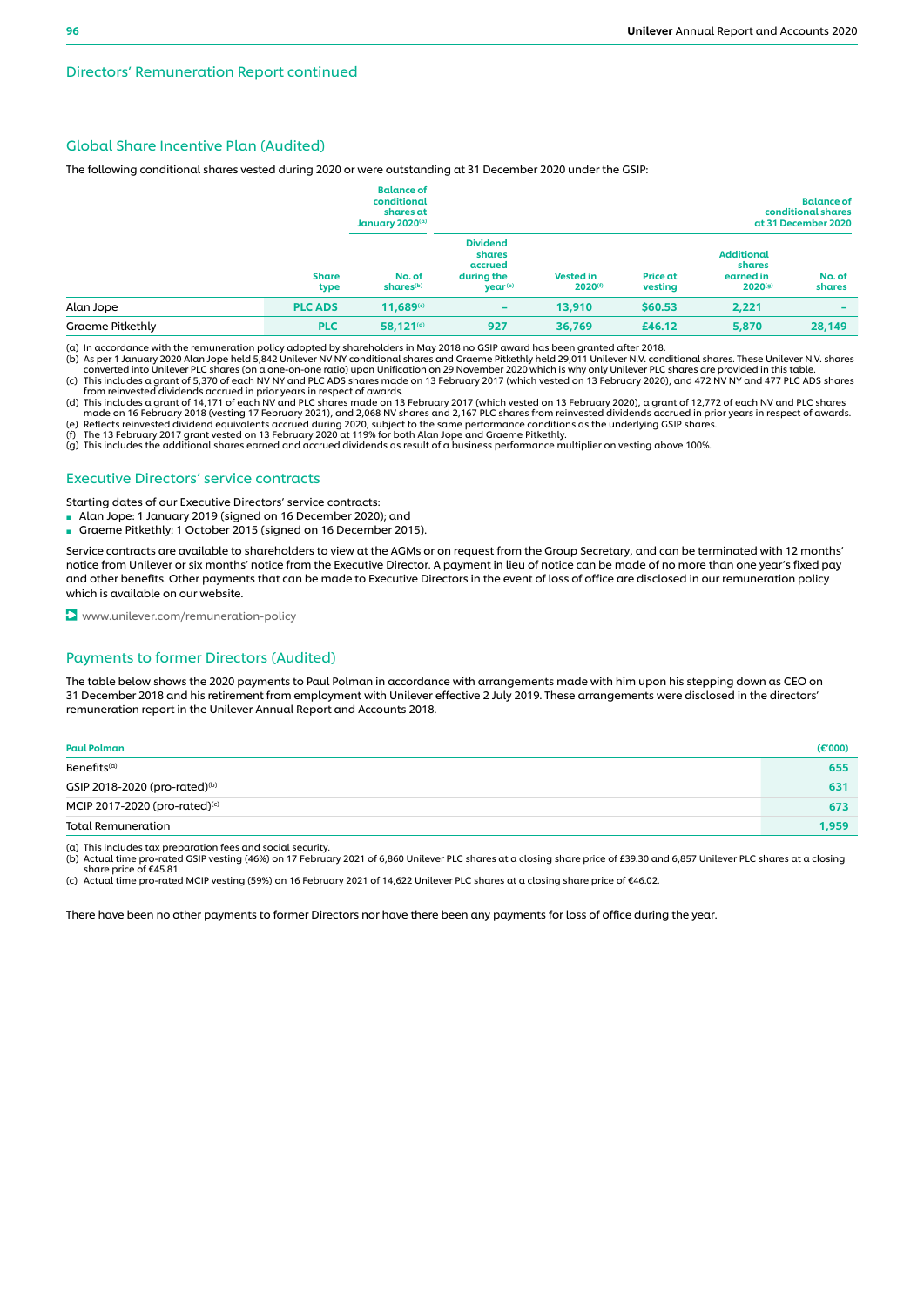## Directors' Remuneration Report continued

### Global Share Incentive Plan (Audited)

The following conditional shares vested during 2020 or were outstanding at 31 December 2020 under the GSIP:

| | | Balance of conditional shares at January 2020[a] | | | | | Balance of conditional shares at 31 December 2020 |
|---|---|---|---|---|---|---|---|
| | Share type | No. of shares[b] | Dividend shares accrued during the year[e] | Vested in 2020[f] | Price at vesting | Additional shares earned in 2020[g] | No. of shares |
| Alan Jope | PLC ADS | 11,689[c] | – | 13,910 | $60.53 | 2,221 | – |
| Graeme Pitkethly | PLC | 58,121[d] | 927 | 36,769 | £46.12 | 5,870 | 28,149 |

(a) In accordance with the remuneration policy adopted by shareholders in May 2018 no GSIP award has been granted after 2018.
(b) As per 1 January 2020 Alan Jope held 5,842 Unilever NV NY conditional shares and Graeme Pitkethly held 29,011 Unilever N.V. conditional shares. These Unilever N.V. shares converted into Unilever PLC shares (on a one-on-one ratio) upon Unification on 29 November 2020 which is why only Unilever PLC shares are provided in this table.
(c) This includes a grant of 5,370 of each NV NY and PLC ADS shares made on 13 February 2017 (which vested on 13 February 2020), and 472 NV NY and 477 PLC ADS shares from reinvested dividends accrued in prior years in respect of awards.
(d) This includes a grant of 14,171 of each NV and PLC shares made on 13 February 2017 (which vested on 13 February 2020), a grant of 12,772 of each NV and PLC shares made on 16 February 2018 (vesting 17 February 2021), and 2,068 NV shares and 2,167 PLC shares from reinvested dividends accrued in prior years in respect of awards.
(e) Reflects reinvested dividend equivalents accrued during 2020, subject to the same performance conditions as the underlying GSIP shares.
(f) The 13 February 2017 grant vested on 13 February 2020 at 119% for both Alan Jope and Graeme Pitkethly.
(g) This includes the additional shares earned and accrued dividends as result of a business performance multiplier on vesting above 100%.

### Executive Directors' service contracts

Starting dates of our Executive Directors' service contracts:

- Alan Jope: 1 January 2019 (signed on 16 December 2020); and
- Graeme Pitkethly: 1 October 2015 (signed on 16 December 2015).

Service contracts are available to shareholders to view at the AGMs or on request from the Group Secretary, and can be terminated with 12 months' notice from Unilever or six months' notice from the Executive Director. A payment in lieu of notice can be made of no more than one year's fixed pay and other benefits. Other payments that can be made to Executive Directors in the event of loss of office are disclosed in our remuneration policy which is available on our website.

www.unilever.com/remuneration-policy

### Payments to former Directors (Audited)

The table below shows the 2020 payments to Paul Polman in accordance with arrangements made with him upon his stepping down as CEO on 31 December 2018 and his retirement from employment with Unilever effective 2 July 2019. These arrangements were disclosed in the directors' remuneration report in the Unilever Annual Report and Accounts 2018.

| Paul Polman | (€'000) |
|---|---|
| Benefits[a] | 655 |
| GSIP 2018-2020 (pro-rated)[b] | 631 |
| MCIP 2017-2020 (pro-rated)[c] | 673 |
| Total Remuneration | 1,959 |

(a) This includes tax preparation fees and social security.
(b) Actual time pro-rated GSIP vesting (46%) on 17 February 2021 of 6,860 Unilever PLC shares at a closing share price of £39.30 and 6,857 Unilever PLC shares at a closing share price of €45.81.
(c) Actual time pro-rated MCIP vesting (59%) on 16 February 2021 of 14,622 Unilever PLC shares at a closing share price of €46.02.

There have been no other payments to former Directors nor have there been any payments for loss of office during the year.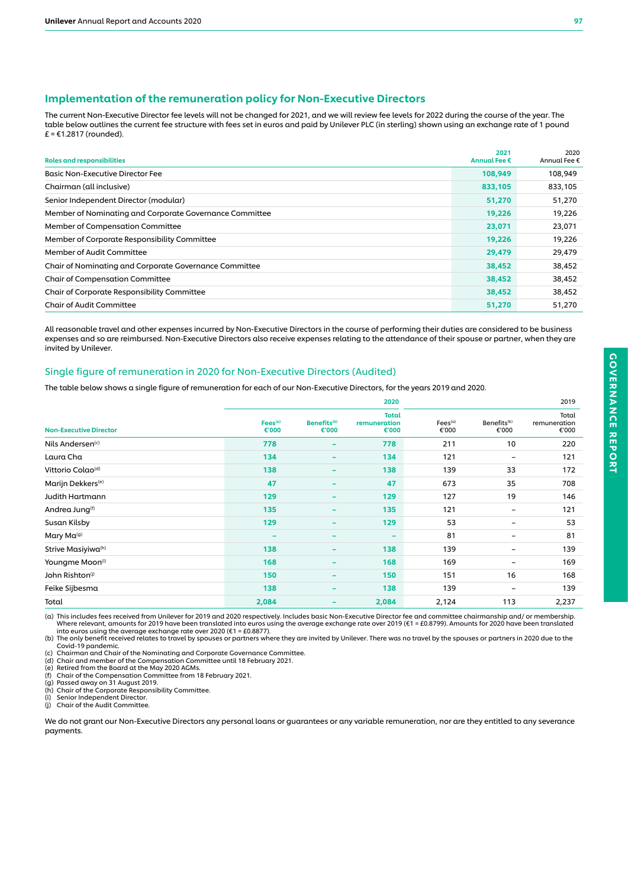## Implementation of the remuneration policy for Non-Executive Directors

The current Non-Executive Director fee levels will not be changed for 2021, and we will review fee levels for 2022 during the course of the year. The table below outlines the current fee structure with fees set in euros and paid by Unilever PLC (in sterling) shown using an exchange rate of 1 pound £ = €1.2817 (rounded).

| Roles and responsibilities | 2021 Annual Fee € | 2020 Annual Fee € |
|---|---|---|
| Basic Non-Executive Director Fee | 108,949 | 108,949 |
| Chairman (all inclusive) | 833,105 | 833,105 |
| Senior Independent Director (modular) | 51,270 | 51,270 |
| Member of Nominating and Corporate Governance Committee | 19,226 | 19,226 |
| Member of Compensation Committee | 23,071 | 23,071 |
| Member of Corporate Responsibility Committee | 19,226 | 19,226 |
| Member of Audit Committee | 29,479 | 29,479 |
| Chair of Nominating and Corporate Governance Committee | 38,452 | 38,452 |
| Chair of Compensation Committee | 38,452 | 38,452 |
| Chair of Corporate Responsibility Committee | 38,452 | 38,452 |
| Chair of Audit Committee | 51,270 | 51,270 |

All reasonable travel and other expenses incurred by Non-Executive Directors in the course of performing their duties are considered to be business expenses and so are reimbursed. Non-Executive Directors also receive expenses relating to the attendance of their spouse or partner, when they are invited by Unilever.

### Single figure of remuneration in 2020 for Non-Executive Directors (Audited)

The table below shows a single figure of remuneration for each of our Non-Executive Directors, for the years 2019 and 2020.

| | 2020 | | | 2019 | | |
|---|---|---|---|---|---|---|
| Non-Executive Director | Fees[a] €'000 | Benefits[b] €'000 | Total remuneration €'000 | Fees[a] €'000 | Benefits[b] €'000 | Total remuneration €'000 |
| Nils Andersen[c] | 778 | – | 778 | 211 | 10 | 220 |
| Laura Cha | 134 | – | 134 | 121 | – | 121 |
| Vittorio Colao[d] | 138 | – | 138 | 139 | 33 | 172 |
| Marijn Dekkers[e] | 47 | – | 47 | 673 | 35 | 708 |
| Judith Hartmann | 129 | – | 129 | 127 | 19 | 146 |
| Andrea Jung[f] | 135 | – | 135 | 121 | – | 121 |
| Susan Kilsby | 129 | – | 129 | 53 | – | 53 |
| Mary Ma[g] | – | – | – | 81 | – | 81 |
| Strive Masiyiwa[h] | 138 | – | 138 | 139 | – | 139 |
| Youngme Moon[i] | 168 | – | 168 | 169 | – | 169 |
| John Rishton[j] | 150 | – | 150 | 151 | 16 | 168 |
| Feike Sijbesma | 138 | – | 138 | 139 | – | 139 |
| Total | 2,084 | – | 2,084 | 2,124 | 113 | 2,237 |

(a) This includes fees received from Unilever for 2019 and 2020 respectively. Includes basic Non-Executive Director fee and committee chairmanship and/ or membership. Where relevant, amounts for 2019 have been translated into euros using the average exchange rate over 2019 (€1 = £0.8799). Amounts for 2020 have been translated into euros using the average exchange rate over 2020 (€1 = £0.8877).
(b) The only benefit received relates to travel by spouses or partners where they are invited by Unilever. There was no travel by the spouses or partners in 2020 due to the Covid-19 pandemic.
(c) Chairman and Chair of the Nominating and Corporate Governance Committee.
(d) Chair and member of the Compensation Committee until 18 February 2021.
(e) Retired from the Board at the May 2020 AGMs.
(f) Chair of the Compensation Committee from 18 February 2021.
(g) Passed away on 31 August 2019.
(h) Chair of the Corporate Responsibility Committee.
(i) Senior Independent Director.
(j) Chair of the Audit Committee.

We do not grant our Non-Executive Directors any personal loans or guarantees or any variable remuneration, nor are they entitled to any severance payments.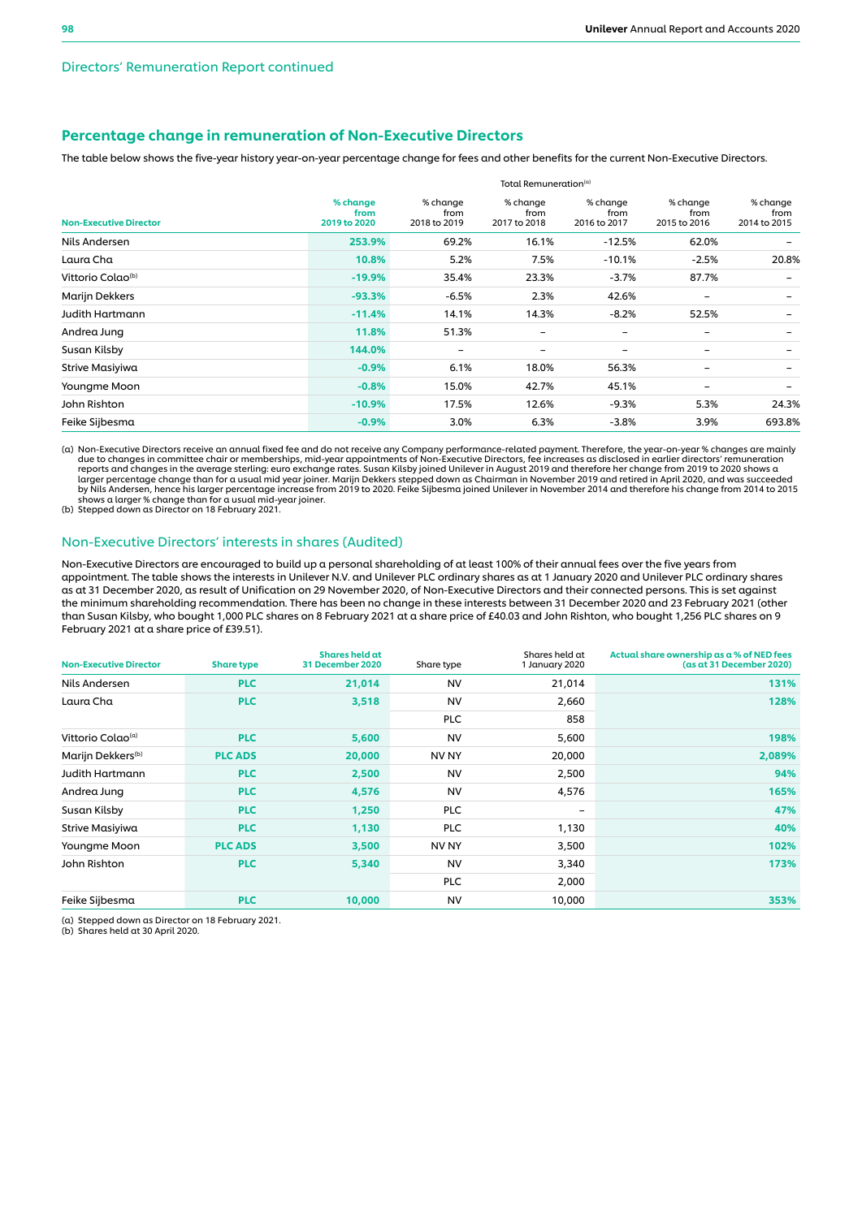Directors' Remuneration Report continued

## Percentage change in remuneration of Non-Executive Directors

The table below shows the five-year history year-on-year percentage change for fees and other benefits for the current Non-Executive Directors.

| | Total Remuneration[a] | | | | | |
|---|---|---|---|---|---|---|
| **Non-Executive Director** | **% change from 2019 to 2020** | % change from 2018 to 2019 | % change from 2017 to 2018 | % change from 2016 to 2017 | % change from 2015 to 2016 | % change from 2014 to 2015 |
| Nils Andersen | **253.9%** | 69.2% | 16.1% | -12.5% | 62.0% | – |
| Laura Cha | **10.8%** | 5.2% | 7.5% | -10.1% | -2.5% | 20.8% |
| Vittorio Colao[b] | **-19.9%** | 35.4% | 23.3% | -3.7% | 87.7% | – |
| Marijn Dekkers | **-93.3%** | -6.5% | 2.3% | 42.6% | – | – |
| Judith Hartmann | **-11.4%** | 14.1% | 14.3% | -8.2% | 52.5% | – |
| Andrea Jung | **11.8%** | 51.3% | – | – | – | – |
| Susan Kilsby | **144.0%** | – | – | – | – | – |
| Strive Masiyiwa | **-0.9%** | 6.1% | 18.0% | 56.3% | – | – |
| Youngme Moon | **-0.8%** | 15.0% | 42.7% | 45.1% | – | – |
| John Rishton | **-10.9%** | 17.5% | 12.6% | -9.3% | 5.3% | 24.3% |
| Feike Sijbesma | **-0.9%** | 3.0% | 6.3% | -3.8% | 3.9% | 693.8% |

(a) Non-Executive Directors receive an annual fixed fee and do not receive any Company performance-related payment. Therefore, the year-on-year % changes are mainly due to changes in committee chair or memberships, mid-year appointments of Non-Executive Directors, fee increases as disclosed in earlier directors' remuneration reports and changes in the average sterling: euro exchange rates. Susan Kilsby joined Unilever in August 2019 and therefore her change from 2019 to 2020 shows a larger percentage change than for a usual mid year joiner. Marijn Dekkers stepped down as Chairman in November 2019 and retired in April 2020, and was succeeded by Nils Andersen, hence his larger percentage increase from 2019 to 2020. Feike Sijbesma joined Unilever in November 2014 and therefore his change from 2014 to 2015 shows a larger % change than for a usual mid-year joiner.
(b) Stepped down as Director on 18 February 2021.

## Non-Executive Directors' interests in shares (Audited)

Non-Executive Directors are encouraged to build up a personal shareholding of at least 100% of their annual fees over the five years from appointment. The table shows the interests in Unilever N.V. and Unilever PLC ordinary shares as at 1 January 2020 and Unilever PLC ordinary shares as at 31 December 2020, as result of Unification on 29 November 2020, of Non-Executive Directors and their connected persons. This is set against the minimum shareholding recommendation. There has been no change in these interests between 31 December 2020 and 23 February 2021 (other than Susan Kilsby, who bought 1,000 PLC shares on 8 February 2021 at a share price of £40.03 and John Rishton, who bought 1,256 PLC shares on 9 February 2021 at a share price of £39.51).

| **Non-Executive Director** | **Share type** | **Shares held at 31 December 2020** | Share type | Shares held at 1 January 2020 | **Actual share ownership as a % of NED fees (as at 31 December 2020)** |
|---|---|---|---|---|---|
| Nils Andersen | **PLC** | **21,014** | NV | 21,014 | **131%** |
| Laura Cha | **PLC** | **3,518** | NV | 2,660 | **128%** |
| | | | PLC | 858 | |
| Vittorio Colao[a] | **PLC** | **5,600** | NV | 5,600 | **198%** |
| Marijn Dekkers[b] | **PLC ADS** | **20,000** | NV NY | 20,000 | **2,089%** |
| Judith Hartmann | **PLC** | **2,500** | NV | 2,500 | **94%** |
| Andrea Jung | **PLC** | **4,576** | NV | 4,576 | **165%** |
| Susan Kilsby | **PLC** | **1,250** | PLC | – | **47%** |
| Strive Masiyiwa | **PLC** | **1,130** | PLC | 1,130 | **40%** |
| Youngme Moon | **PLC ADS** | **3,500** | NV NY | 3,500 | **102%** |
| John Rishton | **PLC** | **5,340** | NV | 3,340 | **173%** |
| | | | PLC | 2,000 | |
| Feike Sijbesma | **PLC** | **10,000** | NV | 10,000 | **353%** |

(a) Stepped down as Director on 18 February 2021.
(b) Shares held at 30 April 2020.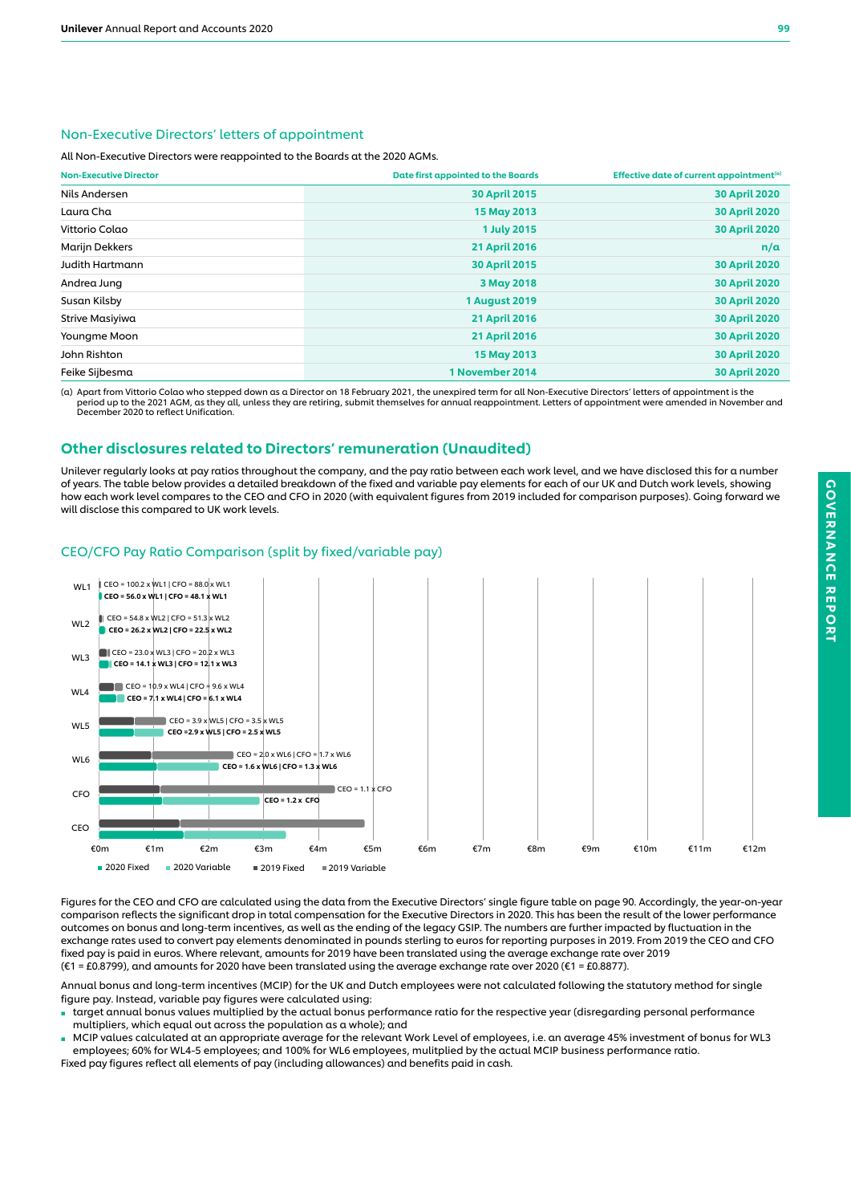## Non-Executive Directors' letters of appointment

All Non-Executive Directors were reappointed to the Boards at the 2020 AGMs.

| Non-Executive Director | Date first appointed to the Boards | Effective date of current appointment[(a)] |
|---|---|---|
| Nils Andersen | 30 April 2015 | 30 April 2020 |
| Laura Cha | 15 May 2013 | 30 April 2020 |
| Vittorio Colao | 1 July 2015 | 30 April 2020 |
| Marijn Dekkers | 21 April 2016 | n/a |
| Judith Hartmann | 30 April 2015 | 30 April 2020 |
| Andrea Jung | 3 May 2018 | 30 April 2020 |
| Susan Kilsby | 1 August 2019 | 30 April 2020 |
| Strive Masiyiwa | 21 April 2016 | 30 April 2020 |
| Youngme Moon | 21 April 2016 | 30 April 2020 |
| John Rishton | 15 May 2013 | 30 April 2020 |
| Feike Sijbesma | 1 November 2014 | 30 April 2020 |

(a) Apart from Vittorio Colao who stepped down as a Director on 18 February 2021, the unexpired term for all Non-Executive Directors' letters of appointment is the period up to the 2021 AGM, as they all, unless they are retiring, submit themselves for annual reappointment. Letters of appointment were amended in November and December 2020 to reflect Unification.

## Other disclosures related to Directors' remuneration (Unaudited)

Unilever regularly looks at pay ratios throughout the company, and the pay ratio between each work level, and we have disclosed this for a number of years. The table below provides a detailed breakdown of the fixed and variable pay elements for each of our UK and Dutch work levels, showing how each work level compares to the CEO and CFO in 2020 (with equivalent figures from 2019 included for comparison purposes). Going forward we will disclose this compared to UK work levels.

### CEO/CFO Pay Ratio Comparison (split by fixed/variable pay)

| | 2019 | 2020 |
|---|---|---|
| WL1 | CEO = 100.2 x WL1 \| CFO = 88.0 x WL1 | CEO = 56.0 x WL1 \| CFO = 48.1 x WL1 |
| WL2 | CEO = 54.8 x WL2 \| CFO = 51.3 x WL2 | CEO = 26.2 x WL2 \| CFO = 22.5 x WL2 |
| WL3 | CEO = 23.0 x WL3 \| CFO = 20.2 x WL3 | CEO = 14.1 x WL3 \| CFO = 12.1 x WL3 |
| WL4 | CEO = 10.9 x WL4 \| CFO = 9.6 x WL4 | CEO = 7.1 x WL4 \| CFO = 6.1 x WL4 |
| WL5 | CEO = 3.9 x WL5 \| CFO = 3.5 x WL5 | CEO = 2.9 x WL5 \| CFO = 2.5 x WL5 |
| WL6 | CEO = 2.0 x WL6 \| CFO = 1.7 x WL6 | CEO = 1.6 x WL6 \| CFO = 1.3 x WL6 |
| CFO | CEO = 1.1 x CFO | CEO = 1.2 x CFO |
| CEO | | |

€0m €1m €2m €3m €4m €5m €6m €7m €8m €9m €10m €11m €12m

2020 Fixed · 2020 Variable · 2019 Fixed · 2019 Variable

Figures for the CEO and CFO are calculated using the data from the Executive Directors' single figure table on page 90. Accordingly, the year-on-year comparison reflects the significant drop in total compensation for the Executive Directors in 2020. This has been the result of the lower performance outcomes on bonus and long-term incentives, as well as the ending of the legacy GSIP. The numbers are further impacted by fluctuation in the exchange rates used to convert pay elements denominated in pounds sterling to euros for reporting purposes in 2019. From 2019 the CEO and CFO fixed pay is paid in euros. Where relevant, amounts for 2019 have been translated using the average exchange rate over 2019 (€1 = £0.8799), and amounts for 2020 have been translated using the average exchange rate over 2020 (€1 = £0.8877).

Annual bonus and long-term incentives (MCIP) for the UK and Dutch employees were not calculated following the statutory method for single figure pay. Instead, variable pay figures were calculated using:

- target annual bonus values multiplied by the actual bonus performance ratio for the respective year (disregarding personal performance multipliers, which equal out across the population as a whole); and
- MCIP values calculated at an appropriate average for the relevant Work Level of employees, i.e. an average 45% investment of bonus for WL3 employees; 60% for WL4-5 employees; and 100% for WL6 employees, mulitplied by the actual MCIP business performance ratio.

Fixed pay figures reflect all elements of pay (including allowances) and benefits paid in cash.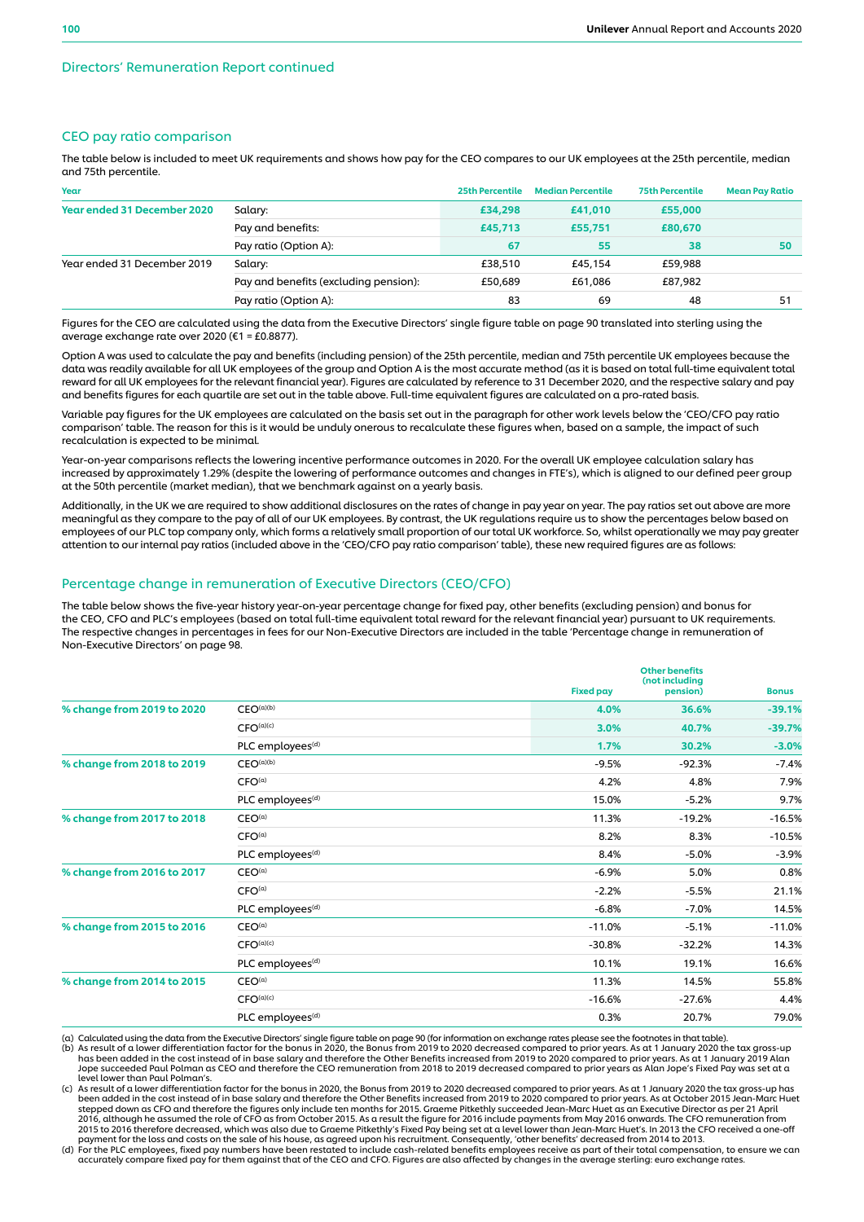## Directors' Remuneration Report continued

### CEO pay ratio comparison

The table below is included to meet UK requirements and shows how pay for the CEO compares to our UK employees at the 25th percentile, median and 75th percentile.

| Year | | 25th Percentile | Median Percentile | 75th Percentile | Mean Pay Ratio |
|---|---|---|---|---|---|
| **Year ended 31 December 2020** | Salary: | **£34,298** | **£41,010** | **£55,000** | |
| | Pay and benefits: | **£45,713** | **£55,751** | **£80,670** | |
| | Pay ratio (Option A): | **67** | **55** | **38** | **50** |
| Year ended 31 December 2019 | Salary: | £38,510 | £45,154 | £59,988 | |
| | Pay and benefits (excluding pension): | £50,689 | £61,086 | £87,982 | |
| | Pay ratio (Option A): | 83 | 69 | 48 | 51 |

Figures for the CEO are calculated using the data from the Executive Directors' single figure table on page 90 translated into sterling using the average exchange rate over 2020 (€1 = £0.8877).

Option A was used to calculate the pay and benefits (including pension) of the 25th percentile, median and 75th percentile UK employees because the data was readily available for all UK employees of the group and Option A is the most accurate method (as it is based on total full-time equivalent total reward for all UK employees for the relevant financial year). Figures are calculated by reference to 31 December 2020, and the respective salary and pay and benefits figures for each quartile are set out in the table above. Full-time equivalent figures are calculated on a pro-rated basis.

Variable pay figures for the UK employees are calculated on the basis set out in the paragraph for other work levels below the 'CEO/CFO pay ratio comparison' table. The reason for this is it would be unduly onerous to recalculate these figures when, based on a sample, the impact of such recalculation is expected to be minimal.

Year-on-year comparisons reflects the lowering incentive performance outcomes in 2020. For the overall UK employee calculation salary has increased by approximately 1.29% (despite the lowering of performance outcomes and changes in FTE's), which is aligned to our defined peer group at the 50th percentile (market median), that we benchmark against on a yearly basis.

Additionally, in the UK we are required to show additional disclosures on the rates of change in pay year on year. The pay ratios set out above are more meaningful as they compare to the pay of all of our UK employees. By contrast, the UK regulations require us to show the percentages below based on employees of our PLC top company only, which forms a relatively small proportion of our total UK workforce. So, whilst operationally we may pay greater attention to our internal pay ratios (included above in the 'CEO/CFO pay ratio comparison' table), these new required figures are as follows:

### Percentage change in remuneration of Executive Directors (CEO/CFO)

The table below shows the five-year history year-on-year percentage change for fixed pay, other benefits (excluding pension) and bonus for the CEO, CFO and PLC's employees (based on total full-time equivalent total reward for the relevant financial year) pursuant to UK requirements. The respective changes in percentages in fees for our Non-Executive Directors are included in the table 'Percentage change in remuneration of Non-Executive Directors' on page 98.

| | | Fixed pay | Other benefits (not including pension) | Bonus |
|---|---|---|---|---|
| **% change from 2019 to 2020** | CEO[(a)(b)] | **4.0%** | **36.6%** | **-39.1%** |
| | CFO[(a)(c)] | **3.0%** | **40.7%** | **-39.7%** |
| | PLC employees[(d)] | **1.7%** | **30.2%** | **-3.0%** |
| **% change from 2018 to 2019** | CEO[(a)(b)] | -9.5% | -92.3% | -7.4% |
| | CFO[(a)] | 4.2% | 4.8% | 7.9% |
| | PLC employees[(d)] | 15.0% | -5.2% | 9.7% |
| **% change from 2017 to 2018** | CEO[(a)] | 11.3% | -19.2% | -16.5% |
| | CFO[(a)] | 8.2% | 8.3% | -10.5% |
| | PLC employees[(d)] | 8.4% | -5.0% | -3.9% |
| **% change from 2016 to 2017** | CEO[(a)] | -6.9% | 5.0% | 0.8% |
| | CFO[(a)] | -2.2% | -5.5% | 21.1% |
| | PLC employees[(d)] | -6.8% | -7.0% | 14.5% |
| **% change from 2015 to 2016** | CEO[(a)] | -11.0% | -5.1% | -11.0% |
| | CFO[(a)(c)] | -30.8% | -32.2% | 14.3% |
| | PLC employees[(d)] | 10.1% | 19.1% | 16.6% |
| **% change from 2014 to 2015** | CEO[(a)] | 11.3% | 14.5% | 55.8% |
| | CFO[(a)(c)] | -16.6% | -27.6% | 4.4% |
| | PLC employees[(d)] | 0.3% | 20.7% | 79.0% |

(a) Calculated using the data from the Executive Directors' single figure table on page 90 (for information on exchange rates please see the footnotes in that table).
(b) As result of a lower differentiation factor for the bonus in 2020, the Bonus from 2019 to 2020 decreased compared to prior years. As at 1 January 2020 the tax gross-up has been added in the cost instead of in base salary and therefore the Other Benefits increased from 2019 to 2020 compared to prior years. As at 1 January 2019 Alan Jope succeeded Paul Polman as CEO and therefore the CEO remuneration from 2018 to 2019 decreased compared to prior years as Alan Jope's Fixed Pay was set at a level lower than Paul Polman's.
(c) As result of a lower differentiation factor for the bonus in 2020, the Bonus from 2019 to 2020 decreased compared to prior years. As at 1 January 2020 the tax gross-up has been added in the cost instead of in base salary and therefore the Other Benefits increased from 2019 to 2020 compared to prior years. As at October 2015 Jean-Marc Huet stepped down as CFO and therefore the figures only include ten months for 2015. Graeme Pitkethly succeeded Jean-Marc Huet as an Executive Director as per 21 April 2016, although he assumed the role of CFO as from October 2015. As a result the figure for 2016 include payments from May 2016 onwards. The CFO remuneration from 2015 to 2016 therefore decreased, which was also due to Graeme Pitkethly's Fixed Pay being set at a level lower than Jean-Marc Huet's. In 2013 the CFO received a one-off payment for the loss and costs on the sale of his house, as agreed upon his recruitment. Consequently, 'other benefits' decreased from 2014 to 2013.
(d) For the PLC employees, fixed pay numbers have been restated to include cash-related benefits employees receive as part of their total compensation, to ensure we can accurately compare fixed pay for them against that of the CEO and CFO. Figures are also affected by changes in the average sterling: euro exchange rates.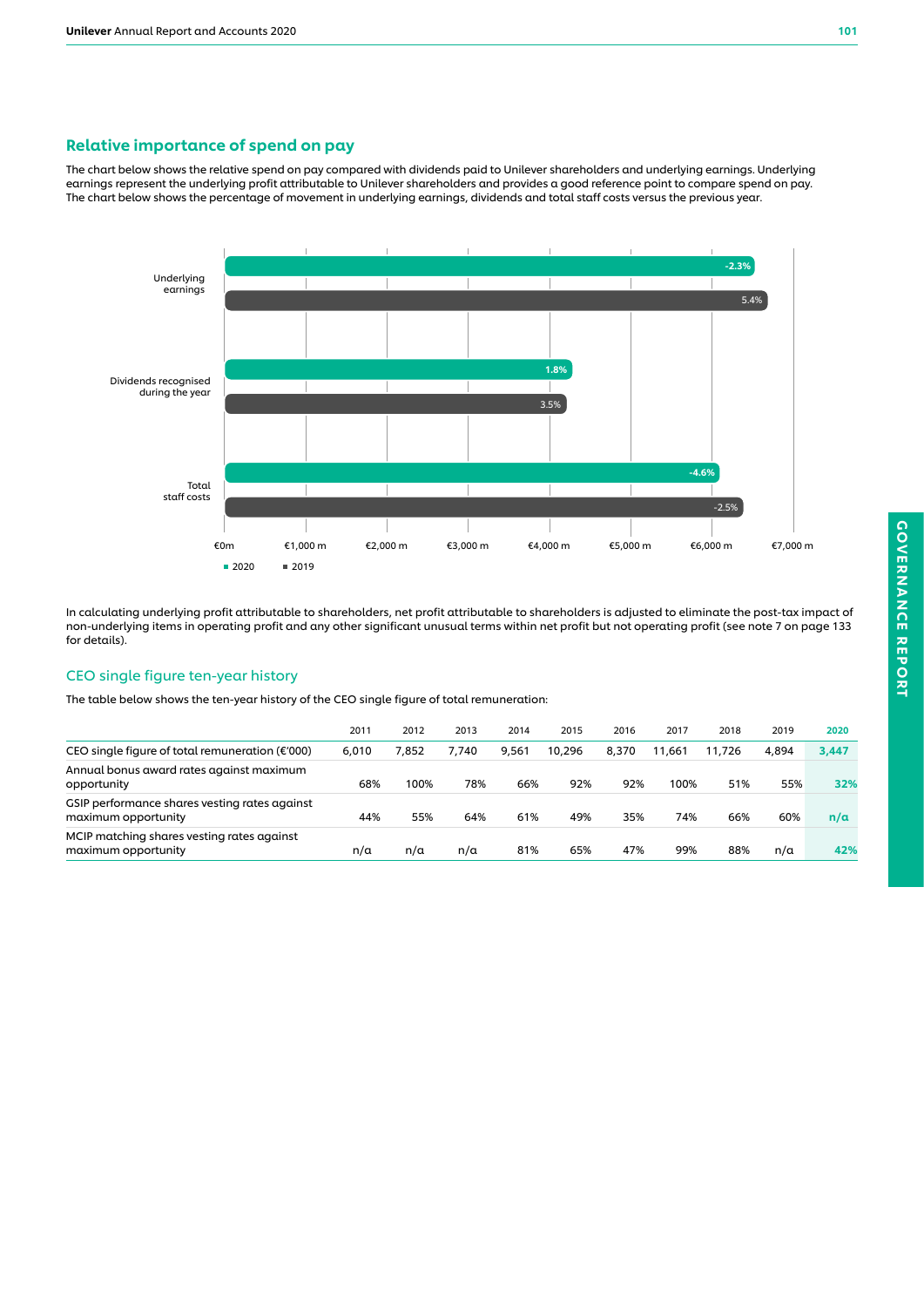## Relative importance of spend on pay

The chart below shows the relative spend on pay compared with dividends paid to Unilever shareholders and underlying earnings. Underlying earnings represent the underlying profit attributable to Unilever shareholders and provides a good reference point to compare spend on pay. The chart below shows the percentage of movement in underlying earnings, dividends and total staff costs versus the previous year.

| | 2020 | 2019 |
|---|---|---|
| Underlying earnings | -2.3% | 5.4% |
| Dividends recognised during the year | 1.8% | 3.5% |
| Total staff costs | -4.6% | -2.5% |

€0m €1,000 m €2,000 m €3,000 m €4,000 m €5,000 m €6,000 m €7,000 m

■ 2020 ■ 2019

In calculating underlying profit attributable to shareholders, net profit attributable to shareholders is adjusted to eliminate the post-tax impact of non-underlying items in operating profit and any other significant unusual terms within net profit but not operating profit (see note 7 on page 133 for details).

### CEO single figure ten-year history

The table below shows the ten-year history of the CEO single figure of total remuneration:

| | 2011 | 2012 | 2013 | 2014 | 2015 | 2016 | 2017 | 2018 | 2019 | 2020 |
|---|---|---|---|---|---|---|---|---|---|---|
| CEO single figure of total remuneration (€'000) | 6,010 | 7,852 | 7,740 | 9,561 | 10,296 | 8,370 | 11,661 | 11,726 | 4,894 | 3,447 |
| Annual bonus award rates against maximum opportunity | 68% | 100% | 78% | 66% | 92% | 92% | 100% | 51% | 55% | 32% |
| GSIP performance shares vesting rates against maximum opportunity | 44% | 55% | 64% | 61% | 49% | 35% | 74% | 66% | 60% | n/a |
| MCIP matching shares vesting rates against maximum opportunity | n/a | n/a | n/a | 81% | 65% | 47% | 99% | 88% | n/a | 42% |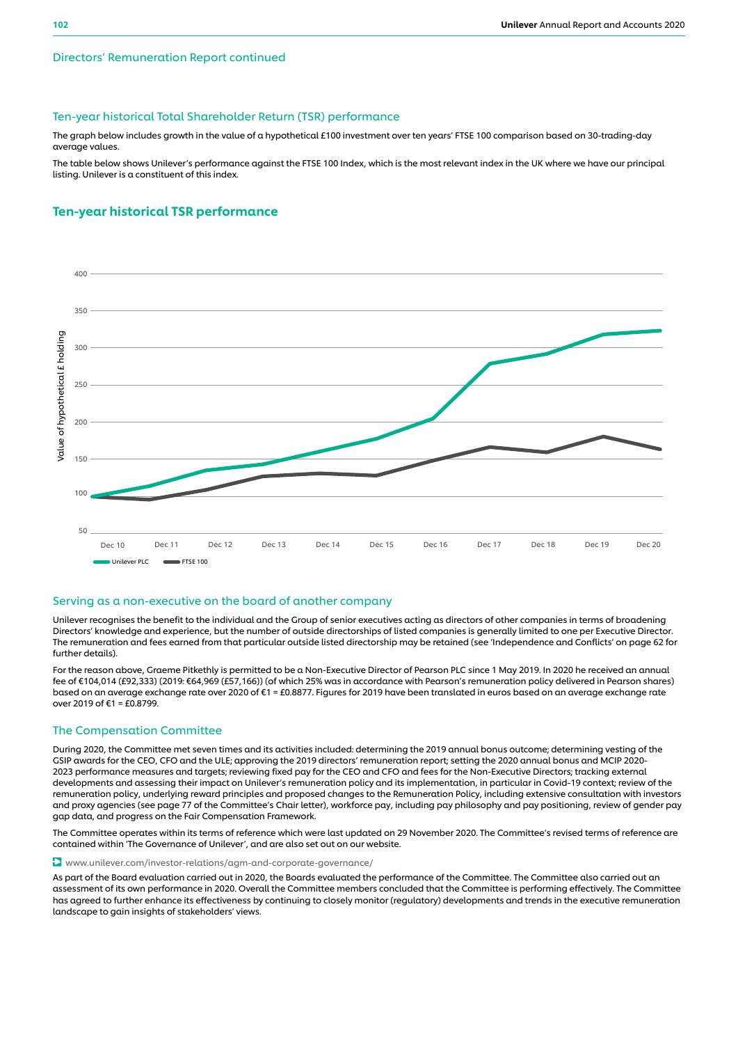## Directors' Remuneration Report continued

### Ten-year historical Total Shareholder Return (TSR) performance

The graph below includes growth in the value of a hypothetical £100 investment over ten years' FTSE 100 comparison based on 30-trading-day average values.

The table below shows Unilever's performance against the FTSE 100 Index, which is the most relevant index in the UK where we have our principal listing. Unilever is a constituent of this index.

### Ten-year historical TSR performance

### Serving as a non-executive on the board of another company

Unilever recognises the benefit to the individual and the Group of senior executives acting as directors of other companies in terms of broadening Directors' knowledge and experience, but the number of outside directorships of listed companies is generally limited to one per Executive Director. The remuneration and fees earned from that particular outside listed directorship may be retained (see 'Independence and Conflicts' on page 62 for further details).

For the reason above, Graeme Pitkethly is permitted to be a Non-Executive Director of Pearson PLC since 1 May 2019. In 2020 he received an annual fee of €104,014 (£92,333) (2019: €64,969 (£57,166)) (of which 25% was in accordance with Pearson's remuneration policy delivered in Pearson shares) based on an average exchange rate over 2020 of €1 = £0.8877. Figures for 2019 have been translated in euros based on an average exchange rate over 2019 of €1 = £0.8799.

### The Compensation Committee

During 2020, the Committee met seven times and its activities included: determining the 2019 annual bonus outcome; determining vesting of the GSIP awards for the CEO, CFO and the ULE; approving the 2019 directors' remuneration report; setting the 2020 annual bonus and MCIP 2020-2023 performance measures and targets; reviewing fixed pay for the CEO and CFO and fees for the Non-Executive Directors; tracking external developments and assessing their impact on Unilever's remuneration policy and its implementation, in particular in Covid-19 context; review of the remuneration policy, underlying reward principles and proposed changes to the Remuneration Policy, including extensive consultation with investors and proxy agencies (see page 77 of the Committee's Chair letter), workforce pay, including pay philosophy and pay positioning, review of gender pay gap data, and progress on the Fair Compensation Framework.

The Committee operates within its terms of reference which were last updated on 29 November 2020. The Committee's revised terms of reference are contained within 'The Governance of Unilever', and are also set out on our website.

www.unilever.com/investor-relations/agm-and-corporate-governance/

As part of the Board evaluation carried out in 2020, the Boards evaluated the performance of the Committee. The Committee also carried out an assessment of its own performance in 2020. Overall the Committee members concluded that the Committee is performing effectively. The Committee has agreed to further enhance its effectiveness by continuing to closely monitor (regulatory) developments and trends in the executive remuneration landscape to gain insights of stakeholders' views.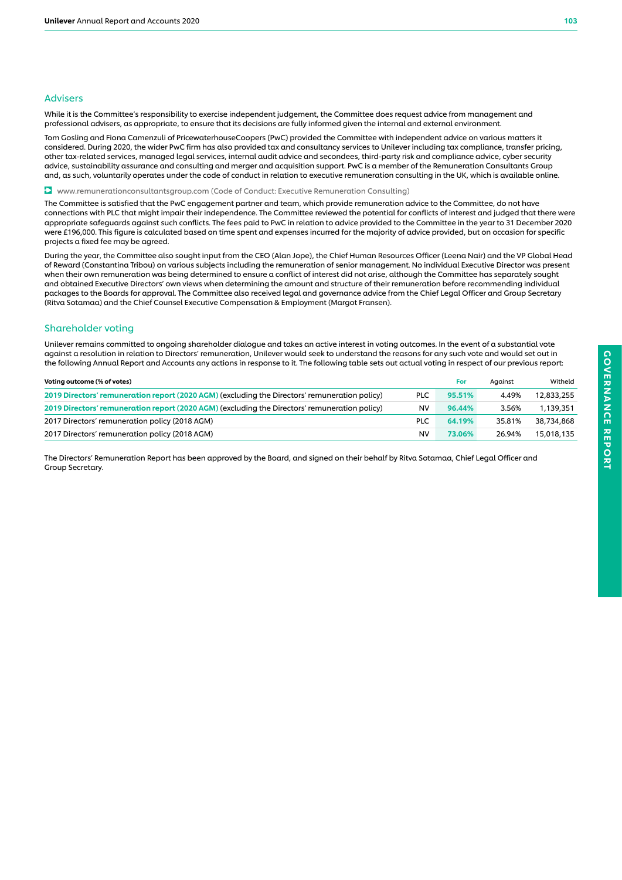## Advisers

While it is the Committee's responsibility to exercise independent judgement, the Committee does request advice from management and professional advisers, as appropriate, to ensure that its decisions are fully informed given the internal and external environment.

Tom Gosling and Fiona Camenzuli of PricewaterhouseCoopers (PwC) provided the Committee with independent advice on various matters it considered. During 2020, the wider PwC firm has also provided tax and consultancy services to Unilever including tax compliance, transfer pricing, other tax-related services, managed legal services, internal audit advice and secondees, third-party risk and compliance advice, cyber security advice, sustainability assurance and consulting and merger and acquisition support. PwC is a member of the Remuneration Consultants Group and, as such, voluntarily operates under the code of conduct in relation to executive remuneration consulting in the UK, which is available online.

www.remunerationconsultantsgroup.com (Code of Conduct: Executive Remuneration Consulting)

The Committee is satisfied that the PwC engagement partner and team, which provide remuneration advice to the Committee, do not have connections with PLC that might impair their independence. The Committee reviewed the potential for conflicts of interest and judged that there were appropriate safeguards against such conflicts. The fees paid to PwC in relation to advice provided to the Committee in the year to 31 December 2020 were £196,000. This figure is calculated based on time spent and expenses incurred for the majority of advice provided, but on occasion for specific projects a fixed fee may be agreed.

During the year, the Committee also sought input from the CEO (Alan Jope), the Chief Human Resources Officer (Leena Nair) and the VP Global Head of Reward (Constantina Tribou) on various subjects including the remuneration of senior management. No individual Executive Director was present when their own remuneration was being determined to ensure a conflict of interest did not arise, although the Committee has separately sought and obtained Executive Directors' own views when determining the amount and structure of their remuneration before recommending individual packages to the Boards for approval. The Committee also received legal and governance advice from the Chief Legal Officer and Group Secretary (Ritva Sotamaa) and the Chief Counsel Executive Compensation & Employment (Margot Fransen).

## Shareholder voting

Unilever remains committed to ongoing shareholder dialogue and takes an active interest in voting outcomes. In the event of a substantial vote against a resolution in relation to Directors' remuneration, Unilever would seek to understand the reasons for any such vote and would set out in the following Annual Report and Accounts any actions in response to it. The following table sets out actual voting in respect of our previous report:

| Voting outcome (% of votes) | | For | Against | Witheld |
|---|---|---|---|---|
| **2019 Directors' remuneration report (2020 AGM)** (excluding the Directors' remuneration policy) | PLC | **95.51%** | 4.49% | 12,833,255 |
| **2019 Directors' remuneration report (2020 AGM)** (excluding the Directors' remuneration policy) | NV | **96.44%** | 3.56% | 1,139,351 |
| 2017 Directors' remuneration policy (2018 AGM) | PLC | **64.19%** | 35.81% | 38,734,868 |
| 2017 Directors' remuneration policy (2018 AGM) | NV | **73.06%** | 26.94% | 15,018,135 |

The Directors' Remuneration Report has been approved by the Board, and signed on their behalf by Ritva Sotamaa, Chief Legal Officer and Group Secretary.